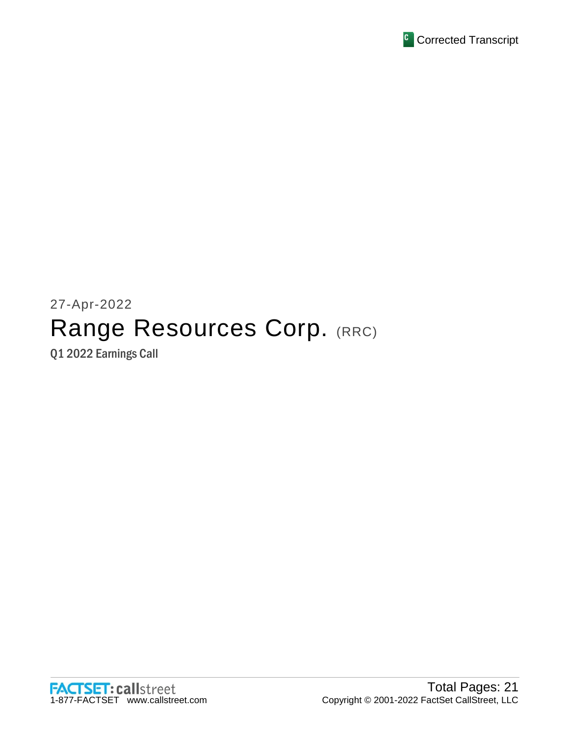Corrected Transcript

27-Apr-2022

# Range Resources Corp. (RRC)

Q1 2022 Earnings Call

FACTSET: callstreet
1-877-FACTSET www.callstreet.com

Total Pages: 21
Copyright © 2001-2022 FactSet CallStreet, LLC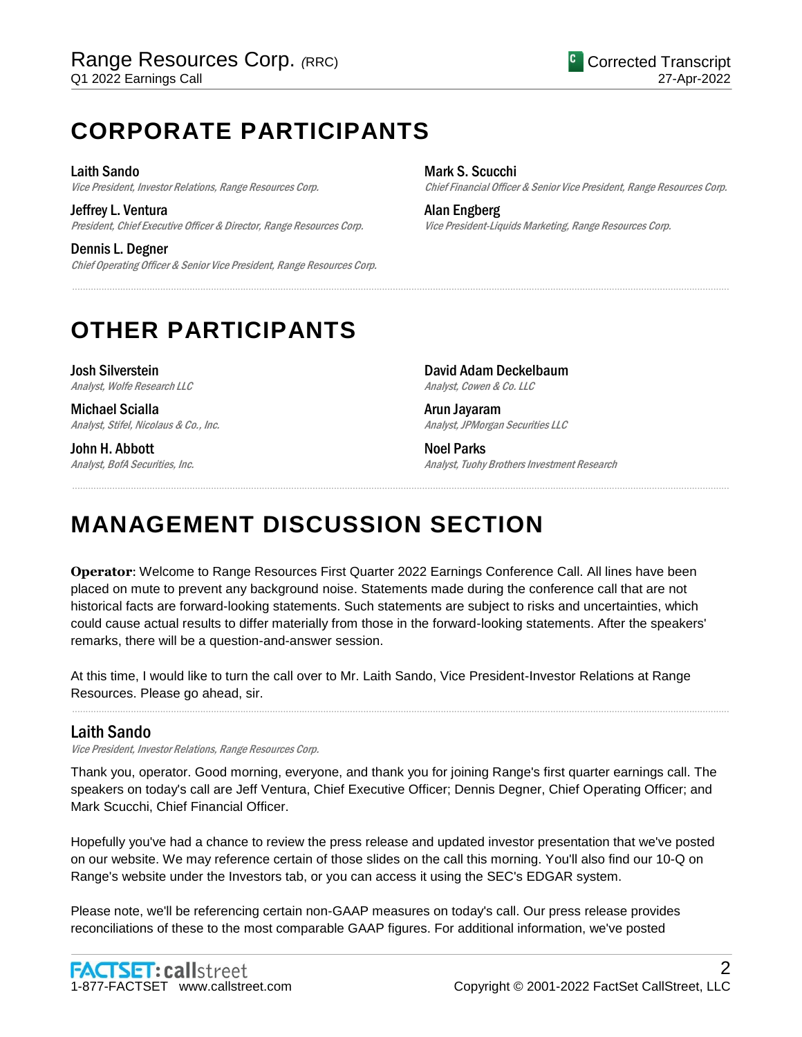# CORPORATE PARTICIPANTS

**Laith Sando**
*Vice President, Investor Relations, Range Resources Corp.*

**Jeffrey L. Ventura**
*President, Chief Executive Officer & Director, Range Resources Corp.*

**Dennis L. Degner**
*Chief Operating Officer & Senior Vice President, Range Resources Corp.*

**Mark S. Scucchi**
*Chief Financial Officer & Senior Vice President, Range Resources Corp.*

**Alan Engberg**
*Vice President-Liquids Marketing, Range Resources Corp.*

# OTHER PARTICIPANTS

**Josh Silverstein**
*Analyst, Wolfe Research LLC*

**Michael Scialla**
*Analyst, Stifel, Nicolaus & Co., Inc.*

**John H. Abbott**
*Analyst, BofA Securities, Inc.*

**David Adam Deckelbaum**
*Analyst, Cowen & Co. LLC*

**Arun Jayaram**
*Analyst, JPMorgan Securities LLC*

**Noel Parks**
*Analyst, Tuohy Brothers Investment Research*

# MANAGEMENT DISCUSSION SECTION

**Operator**: Welcome to Range Resources First Quarter 2022 Earnings Conference Call. All lines have been placed on mute to prevent any background noise. Statements made during the conference call that are not historical facts are forward-looking statements. Such statements are subject to risks and uncertainties, which could cause actual results to differ materially from those in the forward-looking statements. After the speakers' remarks, there will be a question-and-answer session.

At this time, I would like to turn the call over to Mr. Laith Sando, Vice President-Investor Relations at Range Resources. Please go ahead, sir.

## Laith Sando
*Vice President, Investor Relations, Range Resources Corp.*

Thank you, operator. Good morning, everyone, and thank you for joining Range's first quarter earnings call. The speakers on today's call are Jeff Ventura, Chief Executive Officer; Dennis Degner, Chief Operating Officer; and Mark Scucchi, Chief Financial Officer.

Hopefully you've had a chance to review the press release and updated investor presentation that we've posted on our website. We may reference certain of those slides on the call this morning. You'll also find our 10-Q on Range's website under the Investors tab, or you can access it using the SEC's EDGAR system.

Please note, we'll be referencing certain non-GAAP measures on today's call. Our press release provides reconciliations of these to the most comparable GAAP figures. For additional information, we've posted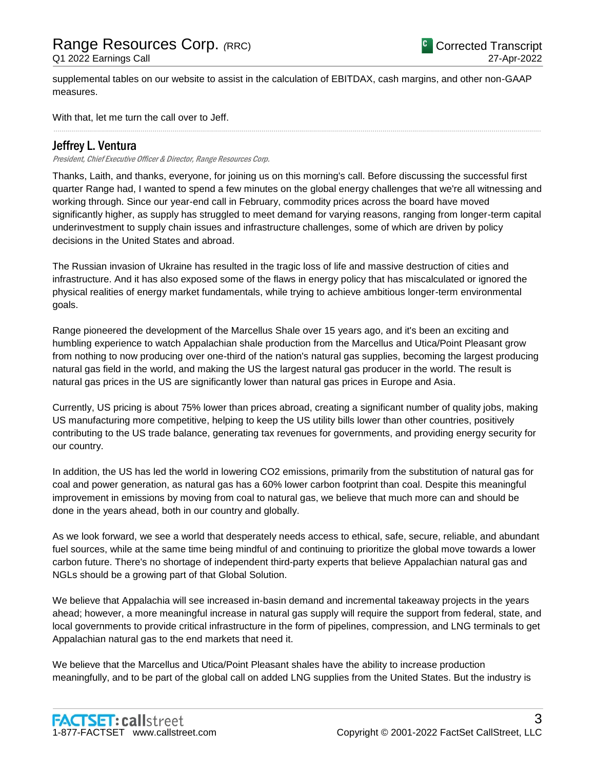supplemental tables on our website to assist in the calculation of EBITDAX, cash margins, and other non-GAAP measures.

With that, let me turn the call over to Jeff.

## Jeffrey L. Ventura

*President, Chief Executive Officer & Director, Range Resources Corp.*

Thanks, Laith, and thanks, everyone, for joining us on this morning's call. Before discussing the successful first quarter Range had, I wanted to spend a few minutes on the global energy challenges that we're all witnessing and working through. Since our year-end call in February, commodity prices across the board have moved significantly higher, as supply has struggled to meet demand for varying reasons, ranging from longer-term capital underinvestment to supply chain issues and infrastructure challenges, some of which are driven by policy decisions in the United States and abroad.

The Russian invasion of Ukraine has resulted in the tragic loss of life and massive destruction of cities and infrastructure. And it has also exposed some of the flaws in energy policy that has miscalculated or ignored the physical realities of energy market fundamentals, while trying to achieve ambitious longer-term environmental goals.

Range pioneered the development of the Marcellus Shale over 15 years ago, and it's been an exciting and humbling experience to watch Appalachian shale production from the Marcellus and Utica/Point Pleasant grow from nothing to now producing over one-third of the nation's natural gas supplies, becoming the largest producing natural gas field in the world, and making the US the largest natural gas producer in the world. The result is natural gas prices in the US are significantly lower than natural gas prices in Europe and Asia.

Currently, US pricing is about 75% lower than prices abroad, creating a significant number of quality jobs, making US manufacturing more competitive, helping to keep the US utility bills lower than other countries, positively contributing to the US trade balance, generating tax revenues for governments, and providing energy security for our country.

In addition, the US has led the world in lowering $CO_2$ emissions, primarily from the substitution of natural gas for coal and power generation, as natural gas has a 60% lower carbon footprint than coal. Despite this meaningful improvement in emissions by moving from coal to natural gas, we believe that much more can and should be done in the years ahead, both in our country and globally.

As we look forward, we see a world that desperately needs access to ethical, safe, secure, reliable, and abundant fuel sources, while at the same time being mindful of and continuing to prioritize the global move towards a lower carbon future. There's no shortage of independent third-party experts that believe Appalachian natural gas and NGLs should be a growing part of that Global Solution.

We believe that Appalachia will see increased in-basin demand and incremental takeaway projects in the years ahead; however, a more meaningful increase in natural gas supply will require the support from federal, state, and local governments to provide critical infrastructure in the form of pipelines, compression, and LNG terminals to get Appalachian natural gas to the end markets that need it.

We believe that the Marcellus and Utica/Point Pleasant shales have the ability to increase production meaningfully, and to be part of the global call on added LNG supplies from the United States. But the industry is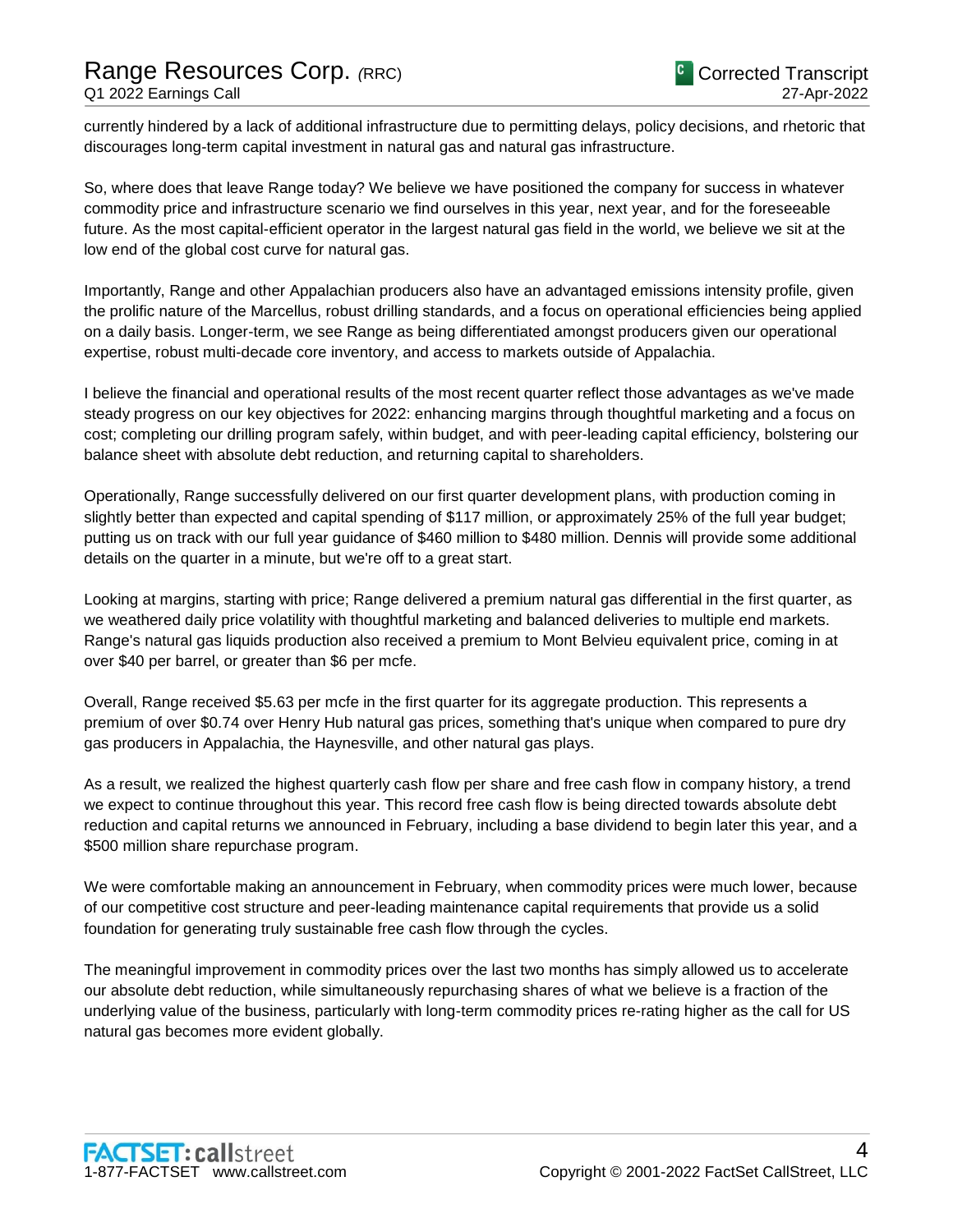currently hindered by a lack of additional infrastructure due to permitting delays, policy decisions, and rhetoric that discourages long-term capital investment in natural gas and natural gas infrastructure.

So, where does that leave Range today? We believe we have positioned the company for success in whatever commodity price and infrastructure scenario we find ourselves in this year, next year, and for the foreseeable future. As the most capital-efficient operator in the largest natural gas field in the world, we believe we sit at the low end of the global cost curve for natural gas.

Importantly, Range and other Appalachian producers also have an advantaged emissions intensity profile, given the prolific nature of the Marcellus, robust drilling standards, and a focus on operational efficiencies being applied on a daily basis. Longer-term, we see Range as being differentiated amongst producers given our operational expertise, robust multi-decade core inventory, and access to markets outside of Appalachia.

I believe the financial and operational results of the most recent quarter reflect those advantages as we've made steady progress on our key objectives for 2022: enhancing margins through thoughtful marketing and a focus on cost; completing our drilling program safely, within budget, and with peer-leading capital efficiency, bolstering our balance sheet with absolute debt reduction, and returning capital to shareholders.

Operationally, Range successfully delivered on our first quarter development plans, with production coming in slightly better than expected and capital spending of $117 million, or approximately 25% of the full year budget; putting us on track with our full year guidance of $460 million to $480 million. Dennis will provide some additional details on the quarter in a minute, but we're off to a great start.

Looking at margins, starting with price; Range delivered a premium natural gas differential in the first quarter, as we weathered daily price volatility with thoughtful marketing and balanced deliveries to multiple end markets. Range's natural gas liquids production also received a premium to Mont Belvieu equivalent price, coming in at over $40 per barrel, or greater than $6 per mcfe.

Overall, Range received $5.63 per mcfe in the first quarter for its aggregate production. This represents a premium of over $0.74 over Henry Hub natural gas prices, something that's unique when compared to pure dry gas producers in Appalachia, the Haynesville, and other natural gas plays.

As a result, we realized the highest quarterly cash flow per share and free cash flow in company history, a trend we expect to continue throughout this year. This record free cash flow is being directed towards absolute debt reduction and capital returns we announced in February, including a base dividend to begin later this year, and a $500 million share repurchase program.

We were comfortable making an announcement in February, when commodity prices were much lower, because of our competitive cost structure and peer-leading maintenance capital requirements that provide us a solid foundation for generating truly sustainable free cash flow through the cycles.

The meaningful improvement in commodity prices over the last two months has simply allowed us to accelerate our absolute debt reduction, while simultaneously repurchasing shares of what we believe is a fraction of the underlying value of the business, particularly with long-term commodity prices re-rating higher as the call for US natural gas becomes more evident globally.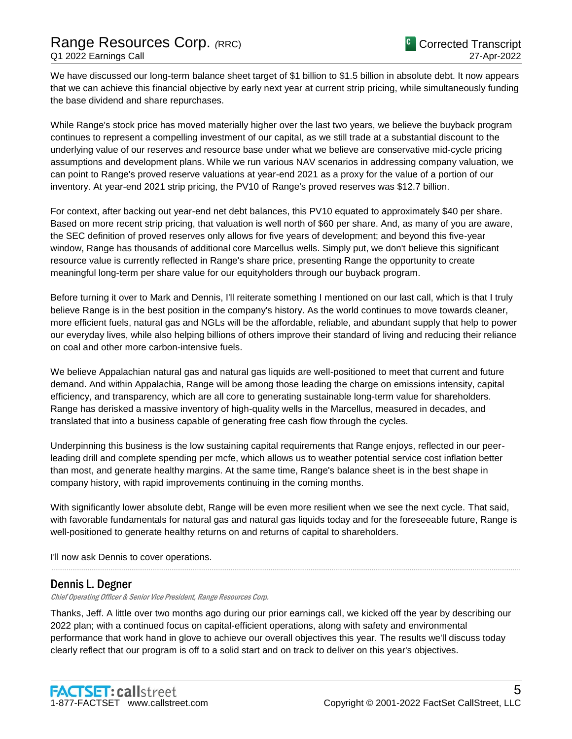We have discussed our long-term balance sheet target of $1 billion to $1.5 billion in absolute debt. It now appears that we can achieve this financial objective by early next year at current strip pricing, while simultaneously funding the base dividend and share repurchases.

While Range's stock price has moved materially higher over the last two years, we believe the buyback program continues to represent a compelling investment of our capital, as we still trade at a substantial discount to the underlying value of our reserves and resource base under what we believe are conservative mid-cycle pricing assumptions and development plans. While we run various NAV scenarios in addressing company valuation, we can point to Range's proved reserve valuations at year-end 2021 as a proxy for the value of a portion of our inventory. At year-end 2021 strip pricing, the PV10 of Range's proved reserves was $12.7 billion.

For context, after backing out year-end net debt balances, this PV10 equated to approximately $40 per share. Based on more recent strip pricing, that valuation is well north of $60 per share. And, as many of you are aware, the SEC definition of proved reserves only allows for five years of development; and beyond this five-year window, Range has thousands of additional core Marcellus wells. Simply put, we don't believe this significant resource value is currently reflected in Range's share price, presenting Range the opportunity to create meaningful long-term per share value for our equityholders through our buyback program.

Before turning it over to Mark and Dennis, I'll reiterate something I mentioned on our last call, which is that I truly believe Range is in the best position in the company's history. As the world continues to move towards cleaner, more efficient fuels, natural gas and NGLs will be the affordable, reliable, and abundant supply that help to power our everyday lives, while also helping billions of others improve their standard of living and reducing their reliance on coal and other more carbon-intensive fuels.

We believe Appalachian natural gas and natural gas liquids are well-positioned to meet that current and future demand. And within Appalachia, Range will be among those leading the charge on emissions intensity, capital efficiency, and transparency, which are all core to generating sustainable long-term value for shareholders. Range has derisked a massive inventory of high-quality wells in the Marcellus, measured in decades, and translated that into a business capable of generating free cash flow through the cycles.

Underpinning this business is the low sustaining capital requirements that Range enjoys, reflected in our peer-leading drill and complete spending per mcfe, which allows us to weather potential service cost inflation better than most, and generate healthy margins. At the same time, Range's balance sheet is in the best shape in company history, with rapid improvements continuing in the coming months.

With significantly lower absolute debt, Range will be even more resilient when we see the next cycle. That said, with favorable fundamentals for natural gas and natural gas liquids today and for the foreseeable future, Range is well-positioned to generate healthy returns on and returns of capital to shareholders.

I'll now ask Dennis to cover operations.

---

## Dennis L. Degner

*Chief Operating Officer & Senior Vice President, Range Resources Corp.*

Thanks, Jeff. A little over two months ago during our prior earnings call, we kicked off the year by describing our 2022 plan; with a continued focus on capital-efficient operations, along with safety and environmental performance that work hand in glove to achieve our overall objectives this year. The results we'll discuss today clearly reflect that our program is off to a solid start and on track to deliver on this year's objectives.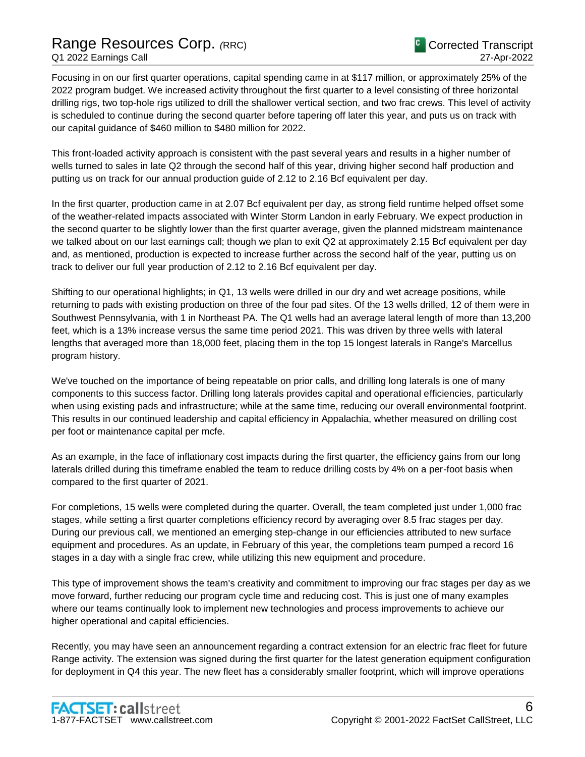Focusing in on our first quarter operations, capital spending came in at $117 million, or approximately 25% of the 2022 program budget. We increased activity throughout the first quarter to a level consisting of three horizontal drilling rigs, two top-hole rigs utilized to drill the shallower vertical section, and two frac crews. This level of activity is scheduled to continue during the second quarter before tapering off later this year, and puts us on track with our capital guidance of $460 million to $480 million for 2022.

This front-loaded activity approach is consistent with the past several years and results in a higher number of wells turned to sales in late Q2 through the second half of this year, driving higher second half production and putting us on track for our annual production guide of 2.12 to 2.16 Bcf equivalent per day.

In the first quarter, production came in at 2.07 Bcf equivalent per day, as strong field runtime helped offset some of the weather-related impacts associated with Winter Storm Landon in early February. We expect production in the second quarter to be slightly lower than the first quarter average, given the planned midstream maintenance we talked about on our last earnings call; though we plan to exit Q2 at approximately 2.15 Bcf equivalent per day and, as mentioned, production is expected to increase further across the second half of the year, putting us on track to deliver our full year production of 2.12 to 2.16 Bcf equivalent per day.

Shifting to our operational highlights; in Q1, 13 wells were drilled in our dry and wet acreage positions, while returning to pads with existing production on three of the four pad sites. Of the 13 wells drilled, 12 of them were in Southwest Pennsylvania, with 1 in Northeast PA. The Q1 wells had an average lateral length of more than 13,200 feet, which is a 13% increase versus the same time period 2021. This was driven by three wells with lateral lengths that averaged more than 18,000 feet, placing them in the top 15 longest laterals in Range's Marcellus program history.

We've touched on the importance of being repeatable on prior calls, and drilling long laterals is one of many components to this success factor. Drilling long laterals provides capital and operational efficiencies, particularly when using existing pads and infrastructure; while at the same time, reducing our overall environmental footprint. This results in our continued leadership and capital efficiency in Appalachia, whether measured on drilling cost per foot or maintenance capital per mcfe.

As an example, in the face of inflationary cost impacts during the first quarter, the efficiency gains from our long laterals drilled during this timeframe enabled the team to reduce drilling costs by 4% on a per-foot basis when compared to the first quarter of 2021.

For completions, 15 wells were completed during the quarter. Overall, the team completed just under 1,000 frac stages, while setting a first quarter completions efficiency record by averaging over 8.5 frac stages per day. During our previous call, we mentioned an emerging step-change in our efficiencies attributed to new surface equipment and procedures. As an update, in February of this year, the completions team pumped a record 16 stages in a day with a single frac crew, while utilizing this new equipment and procedure.

This type of improvement shows the team's creativity and commitment to improving our frac stages per day as we move forward, further reducing our program cycle time and reducing cost. This is just one of many examples where our teams continually look to implement new technologies and process improvements to achieve our higher operational and capital efficiencies.

Recently, you may have seen an announcement regarding a contract extension for an electric frac fleet for future Range activity. The extension was signed during the first quarter for the latest generation equipment configuration for deployment in Q4 this year. The new fleet has a considerably smaller footprint, which will improve operations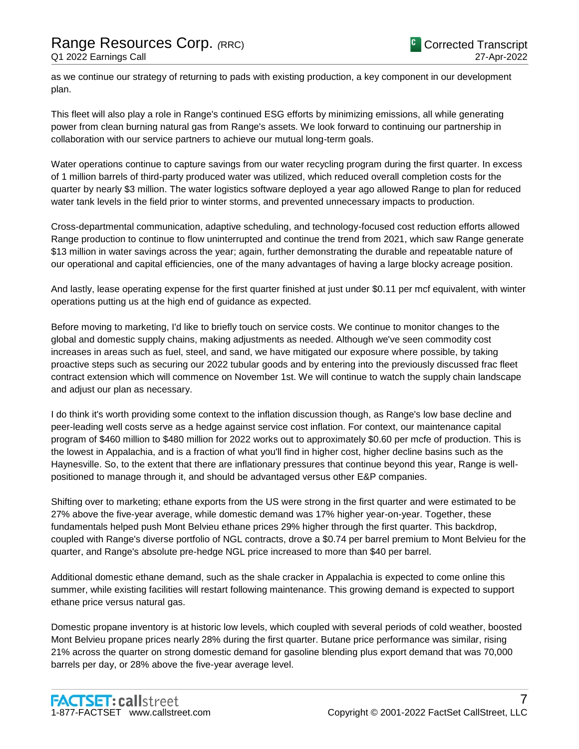as we continue our strategy of returning to pads with existing production, a key component in our development plan.

This fleet will also play a role in Range's continued ESG efforts by minimizing emissions, all while generating power from clean burning natural gas from Range's assets. We look forward to continuing our partnership in collaboration with our service partners to achieve our mutual long-term goals.

Water operations continue to capture savings from our water recycling program during the first quarter. In excess of 1 million barrels of third-party produced water was utilized, which reduced overall completion costs for the quarter by nearly $3 million. The water logistics software deployed a year ago allowed Range to plan for reduced water tank levels in the field prior to winter storms, and prevented unnecessary impacts to production.

Cross-departmental communication, adaptive scheduling, and technology-focused cost reduction efforts allowed Range production to continue to flow uninterrupted and continue the trend from 2021, which saw Range generate $13 million in water savings across the year; again, further demonstrating the durable and repeatable nature of our operational and capital efficiencies, one of the many advantages of having a large blocky acreage position.

And lastly, lease operating expense for the first quarter finished at just under $0.11 per mcf equivalent, with winter operations putting us at the high end of guidance as expected.

Before moving to marketing, I'd like to briefly touch on service costs. We continue to monitor changes to the global and domestic supply chains, making adjustments as needed. Although we've seen commodity cost increases in areas such as fuel, steel, and sand, we have mitigated our exposure where possible, by taking proactive steps such as securing our 2022 tubular goods and by entering into the previously discussed frac fleet contract extension which will commence on November 1st. We will continue to watch the supply chain landscape and adjust our plan as necessary.

I do think it's worth providing some context to the inflation discussion though, as Range's low base decline and peer-leading well costs serve as a hedge against service cost inflation. For context, our maintenance capital program of $460 million to $480 million for 2022 works out to approximately $0.60 per mcfe of production. This is the lowest in Appalachia, and is a fraction of what you'll find in higher cost, higher decline basins such as the Haynesville. So, to the extent that there are inflationary pressures that continue beyond this year, Range is well-positioned to manage through it, and should be advantaged versus other E&P companies.

Shifting over to marketing; ethane exports from the US were strong in the first quarter and were estimated to be 27% above the five-year average, while domestic demand was 17% higher year-on-year. Together, these fundamentals helped push Mont Belvieu ethane prices 29% higher through the first quarter. This backdrop, coupled with Range's diverse portfolio of NGL contracts, drove a $0.74 per barrel premium to Mont Belvieu for the quarter, and Range's absolute pre-hedge NGL price increased to more than $40 per barrel.

Additional domestic ethane demand, such as the shale cracker in Appalachia is expected to come online this summer, while existing facilities will restart following maintenance. This growing demand is expected to support ethane price versus natural gas.

Domestic propane inventory is at historic low levels, which coupled with several periods of cold weather, boosted Mont Belvieu propane prices nearly 28% during the first quarter. Butane price performance was similar, rising 21% across the quarter on strong domestic demand for gasoline blending plus export demand that was 70,000 barrels per day, or 28% above the five-year average level.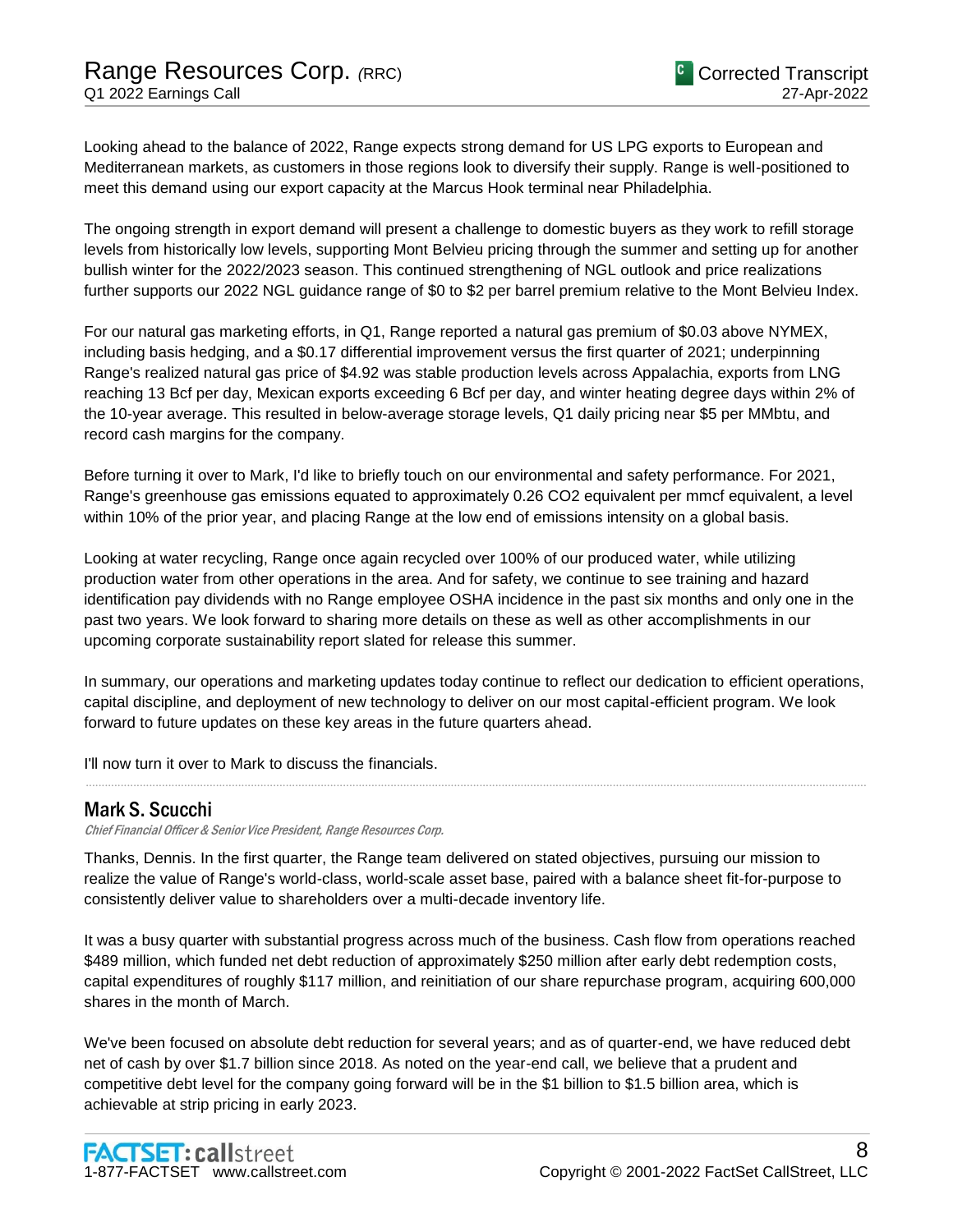Looking ahead to the balance of 2022, Range expects strong demand for US LPG exports to European and Mediterranean markets, as customers in those regions look to diversify their supply. Range is well-positioned to meet this demand using our export capacity at the Marcus Hook terminal near Philadelphia.

The ongoing strength in export demand will present a challenge to domestic buyers as they work to refill storage levels from historically low levels, supporting Mont Belvieu pricing through the summer and setting up for another bullish winter for the 2022/2023 season. This continued strengthening of NGL outlook and price realizations further supports our 2022 NGL guidance range of $0 to $2 per barrel premium relative to the Mont Belvieu Index.

For our natural gas marketing efforts, in Q1, Range reported a natural gas premium of $0.03 above NYMEX, including basis hedging, and a $0.17 differential improvement versus the first quarter of 2021; underpinning Range's realized natural gas price of $4.92 was stable production levels across Appalachia, exports from LNG reaching 13 Bcf per day, Mexican exports exceeding 6 Bcf per day, and winter heating degree days within 2% of the 10-year average. This resulted in below-average storage levels, Q1 daily pricing near $5 per MMbtu, and record cash margins for the company.

Before turning it over to Mark, I'd like to briefly touch on our environmental and safety performance. For 2021, Range's greenhouse gas emissions equated to approximately 0.26 $CO_2$ equivalent per mmcf equivalent, a level within 10% of the prior year, and placing Range at the low end of emissions intensity on a global basis.

Looking at water recycling, Range once again recycled over 100% of our produced water, while utilizing production water from other operations in the area. And for safety, we continue to see training and hazard identification pay dividends with no Range employee OSHA incidence in the past six months and only one in the past two years. We look forward to sharing more details on these as well as other accomplishments in our upcoming corporate sustainability report slated for release this summer.

In summary, our operations and marketing updates today continue to reflect our dedication to efficient operations, capital discipline, and deployment of new technology to deliver on our most capital-efficient program. We look forward to future updates on these key areas in the future quarters ahead.

I'll now turn it over to Mark to discuss the financials.

## Mark S. Scucchi

*Chief Financial Officer & Senior Vice President, Range Resources Corp.*

Thanks, Dennis. In the first quarter, the Range team delivered on stated objectives, pursuing our mission to realize the value of Range's world-class, world-scale asset base, paired with a balance sheet fit-for-purpose to consistently deliver value to shareholders over a multi-decade inventory life.

It was a busy quarter with substantial progress across much of the business. Cash flow from operations reached $489 million, which funded net debt reduction of approximately $250 million after early debt redemption costs, capital expenditures of roughly $117 million, and reinitiation of our share repurchase program, acquiring 600,000 shares in the month of March.

We've been focused on absolute debt reduction for several years; and as of quarter-end, we have reduced debt net of cash by over $1.7 billion since 2018. As noted on the year-end call, we believe that a prudent and competitive debt level for the company going forward will be in the $1 billion to $1.5 billion area, which is achievable at strip pricing in early 2023.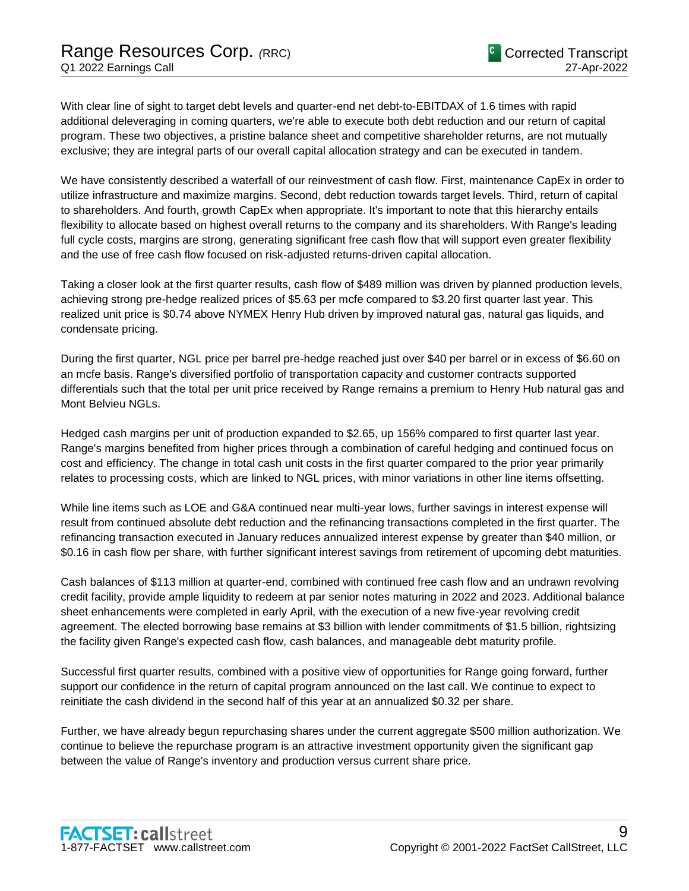With clear line of sight to target debt levels and quarter-end net debt-to-EBITDAX of 1.6 times with rapid additional deleveraging in coming quarters, we're able to execute both debt reduction and our return of capital program. These two objectives, a pristine balance sheet and competitive shareholder returns, are not mutually exclusive; they are integral parts of our overall capital allocation strategy and can be executed in tandem.

We have consistently described a waterfall of our reinvestment of cash flow. First, maintenance CapEx in order to utilize infrastructure and maximize margins. Second, debt reduction towards target levels. Third, return of capital to shareholders. And fourth, growth CapEx when appropriate. It's important to note that this hierarchy entails flexibility to allocate based on highest overall returns to the company and its shareholders. With Range's leading full cycle costs, margins are strong, generating significant free cash flow that will support even greater flexibility and the use of free cash flow focused on risk-adjusted returns-driven capital allocation.

Taking a closer look at the first quarter results, cash flow of $489 million was driven by planned production levels, achieving strong pre-hedge realized prices of $5.63 per mcfe compared to $3.20 first quarter last year. This realized unit price is $0.74 above NYMEX Henry Hub driven by improved natural gas, natural gas liquids, and condensate pricing.

During the first quarter, NGL price per barrel pre-hedge reached just over $40 per barrel or in excess of $6.60 on an mcfe basis. Range's diversified portfolio of transportation capacity and customer contracts supported differentials such that the total per unit price received by Range remains a premium to Henry Hub natural gas and Mont Belvieu NGLs.

Hedged cash margins per unit of production expanded to $2.65, up 156% compared to first quarter last year. Range's margins benefited from higher prices through a combination of careful hedging and continued focus on cost and efficiency. The change in total cash unit costs in the first quarter compared to the prior year primarily relates to processing costs, which are linked to NGL prices, with minor variations in other line items offsetting.

While line items such as LOE and G&A continued near multi-year lows, further savings in interest expense will result from continued absolute debt reduction and the refinancing transactions completed in the first quarter. The refinancing transaction executed in January reduces annualized interest expense by greater than $40 million, or $0.16 in cash flow per share, with further significant interest savings from retirement of upcoming debt maturities.

Cash balances of $113 million at quarter-end, combined with continued free cash flow and an undrawn revolving credit facility, provide ample liquidity to redeem at par senior notes maturing in 2022 and 2023. Additional balance sheet enhancements were completed in early April, with the execution of a new five-year revolving credit agreement. The elected borrowing base remains at $3 billion with lender commitments of $1.5 billion, rightsizing the facility given Range's expected cash flow, cash balances, and manageable debt maturity profile.

Successful first quarter results, combined with a positive view of opportunities for Range going forward, further support our confidence in the return of capital program announced on the last call. We continue to expect to reinitiate the cash dividend in the second half of this year at an annualized $0.32 per share.

Further, we have already begun repurchasing shares under the current aggregate $500 million authorization. We continue to believe the repurchase program is an attractive investment opportunity given the significant gap between the value of Range's inventory and production versus current share price.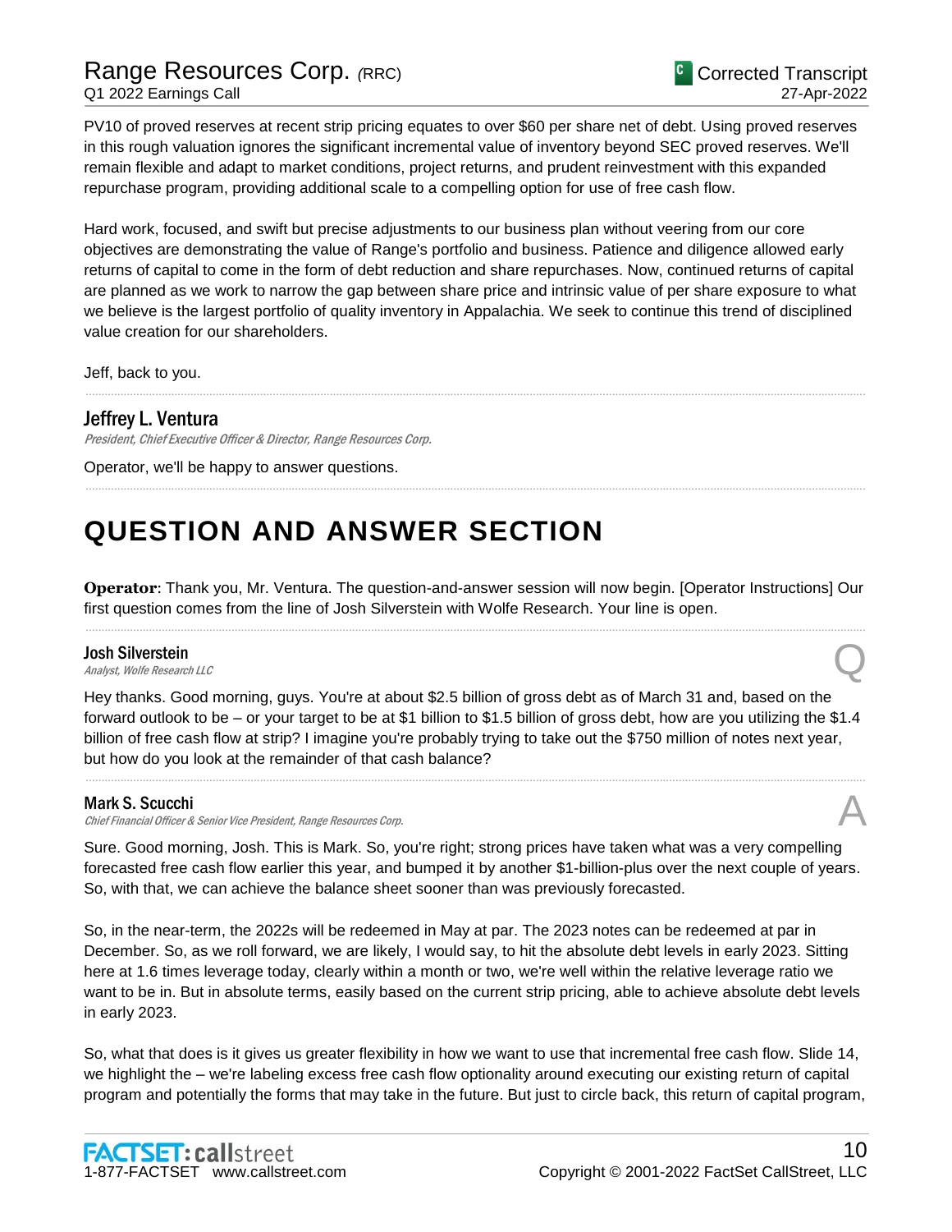PV10 of proved reserves at recent strip pricing equates to over $60 per share net of debt. Using proved reserves in this rough valuation ignores the significant incremental value of inventory beyond SEC proved reserves. We'll remain flexible and adapt to market conditions, project returns, and prudent reinvestment with this expanded repurchase program, providing additional scale to a compelling option for use of free cash flow.

Hard work, focused, and swift but precise adjustments to our business plan without veering from our core objectives are demonstrating the value of Range's portfolio and business. Patience and diligence allowed early returns of capital to come in the form of debt reduction and share repurchases. Now, continued returns of capital are planned as we work to narrow the gap between share price and intrinsic value of per share exposure to what we believe is the largest portfolio of quality inventory in Appalachia. We seek to continue this trend of disciplined value creation for our shareholders.

Jeff, back to you.

**Jeffrey L. Ventura**
*President, Chief Executive Officer & Director, Range Resources Corp.*

Operator, we'll be happy to answer questions.

# QUESTION AND ANSWER SECTION

**Operator**: Thank you, Mr. Ventura. The question-and-answer session will now begin. [Operator Instructions] Our first question comes from the line of Josh Silverstein with Wolfe Research. Your line is open.

**Josh Silverstein**
*Analyst, Wolfe Research LLC*

Q

Hey thanks. Good morning, guys. You're at about $2.5 billion of gross debt as of March 31 and, based on the forward outlook to be – or your target to be at $1 billion to $1.5 billion of gross debt, how are you utilizing the $1.4 billion of free cash flow at strip? I imagine you're probably trying to take out the $750 million of notes next year, but how do you look at the remainder of that cash balance?

**Mark S. Scucchi**
*Chief Financial Officer & Senior Vice President, Range Resources Corp.*

A

Sure. Good morning, Josh. This is Mark. So, you're right; strong prices have taken what was a very compelling forecasted free cash flow earlier this year, and bumped it by another $1-billion-plus over the next couple of years. So, with that, we can achieve the balance sheet sooner than was previously forecasted.

So, in the near-term, the 2022s will be redeemed in May at par. The 2023 notes can be redeemed at par in December. So, as we roll forward, we are likely, I would say, to hit the absolute debt levels in early 2023. Sitting here at 1.6 times leverage today, clearly within a month or two, we're well within the relative leverage ratio we want to be in. But in absolute terms, easily based on the current strip pricing, able to achieve absolute debt levels in early 2023.

So, what that does is it gives us greater flexibility in how we want to use that incremental free cash flow. Slide 14, we highlight the – we're labeling excess free cash flow optionality around executing our existing return of capital program and potentially the forms that may take in the future. But just to circle back, this return of capital program,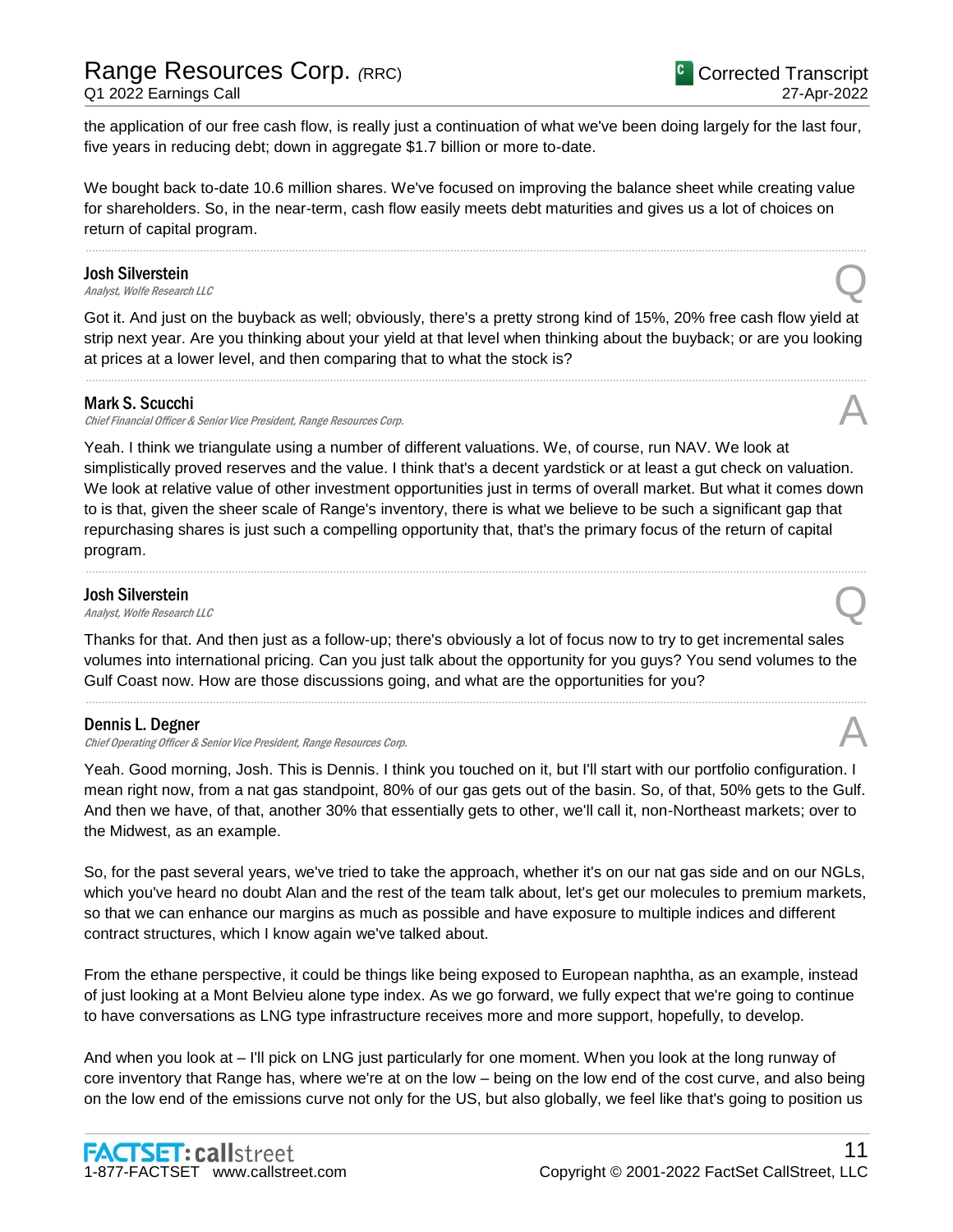the application of our free cash flow, is really just a continuation of what we've been doing largely for the last four, five years in reducing debt; down in aggregate $1.7 billion or more to-date.

We bought back to-date 10.6 million shares. We've focused on improving the balance sheet while creating value for shareholders. So, in the near-term, cash flow easily meets debt maturities and gives us a lot of choices on return of capital program.

---

**Josh Silverstein**
*Analyst, Wolfe Research LLC*

Q

Got it. And just on the buyback as well; obviously, there's a pretty strong kind of 15%, 20% free cash flow yield at strip next year. Are you thinking about your yield at that level when thinking about the buyback; or are you looking at prices at a lower level, and then comparing that to what the stock is?

---

**Mark S. Scucchi**
*Chief Financial Officer & Senior Vice President, Range Resources Corp.*

A

Yeah. I think we triangulate using a number of different valuations. We, of course, run NAV. We look at simplistically proved reserves and the value. I think that's a decent yardstick or at least a gut check on valuation. We look at relative value of other investment opportunities just in terms of overall market. But what it comes down to is that, given the sheer scale of Range's inventory, there is what we believe to be such a significant gap that repurchasing shares is just such a compelling opportunity that, that's the primary focus of the return of capital program.

---

**Josh Silverstein**
*Analyst, Wolfe Research LLC*

Q

Thanks for that. And then just as a follow-up; there's obviously a lot of focus now to try to get incremental sales volumes into international pricing. Can you just talk about the opportunity for you guys? You send volumes to the Gulf Coast now. How are those discussions going, and what are the opportunities for you?

---

**Dennis L. Degner**
*Chief Operating Officer & Senior Vice President, Range Resources Corp.*

A

Yeah. Good morning, Josh. This is Dennis. I think you touched on it, but I'll start with our portfolio configuration. I mean right now, from a nat gas standpoint, 80% of our gas gets out of the basin. So, of that, 50% gets to the Gulf. And then we have, of that, another 30% that essentially gets to other, we'll call it, non-Northeast markets; over to the Midwest, as an example.

So, for the past several years, we've tried to take the approach, whether it's on our nat gas side and on our NGLs, which you've heard no doubt Alan and the rest of the team talk about, let's get our molecules to premium markets, so that we can enhance our margins as much as possible and have exposure to multiple indices and different contract structures, which I know again we've talked about.

From the ethane perspective, it could be things like being exposed to European naphtha, as an example, instead of just looking at a Mont Belvieu alone type index. As we go forward, we fully expect that we're going to continue to have conversations as LNG type infrastructure receives more and more support, hopefully, to develop.

And when you look at – I'll pick on LNG just particularly for one moment. When you look at the long runway of core inventory that Range has, where we're at on the low – being on the low end of the cost curve, and also being on the low end of the emissions curve not only for the US, but also globally, we feel like that's going to position us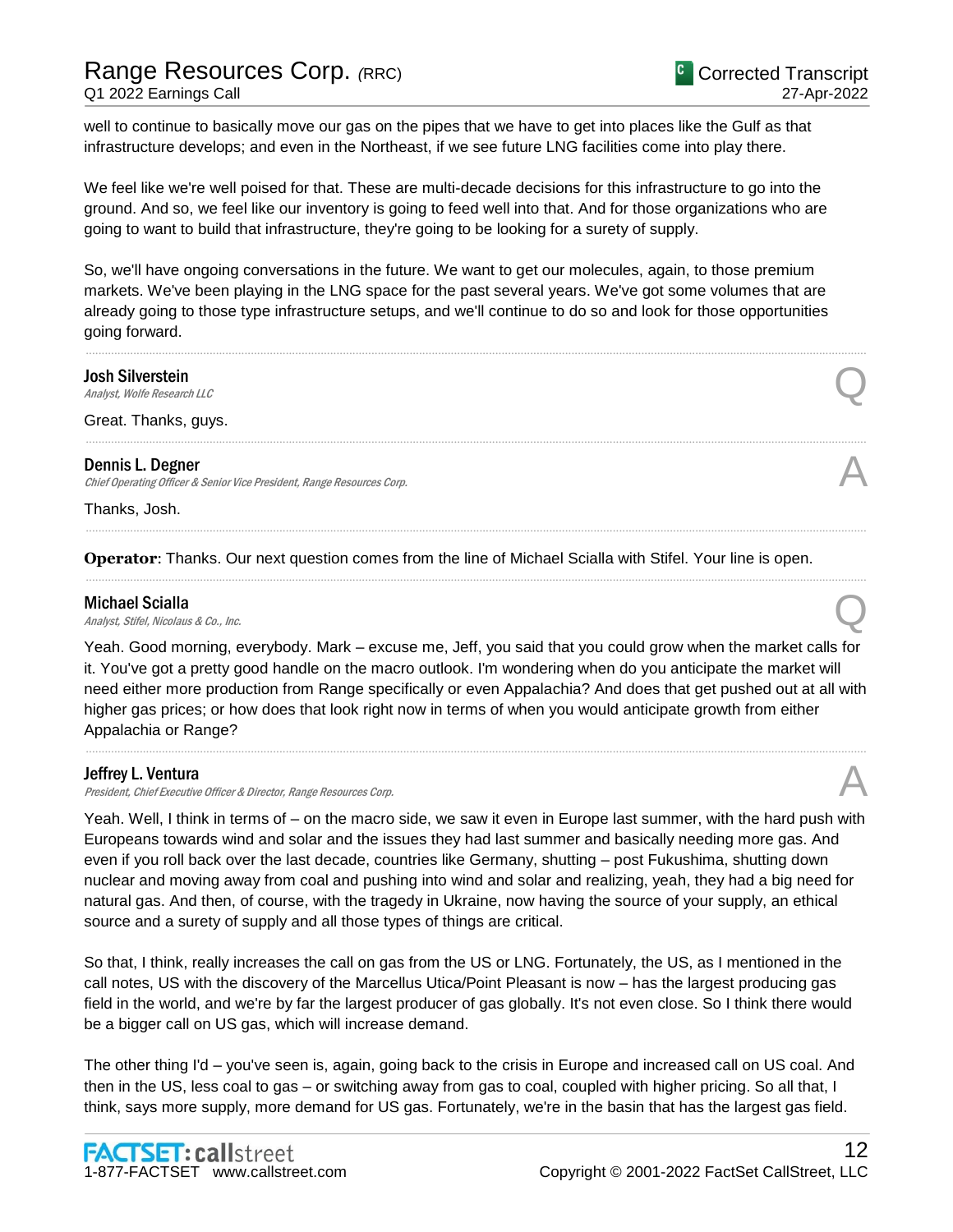well to continue to basically move our gas on the pipes that we have to get into places like the Gulf as that infrastructure develops; and even in the Northeast, if we see future LNG facilities come into play there.

We feel like we're well poised for that. These are multi-decade decisions for this infrastructure to go into the ground. And so, we feel like our inventory is going to feed well into that. And for those organizations who are going to want to build that infrastructure, they're going to be looking for a surety of supply.

So, we'll have ongoing conversations in the future. We want to get our molecules, again, to those premium markets. We've been playing in the LNG space for the past several years. We've got some volumes that are already going to those type infrastructure setups, and we'll continue to do so and look for those opportunities going forward.

---

**Josh Silverstein**
*Analyst, Wolfe Research LLC* — Q

Great. Thanks, guys.

---

**Dennis L. Degner**
*Chief Operating Officer & Senior Vice President, Range Resources Corp.* — A

Thanks, Josh.

---

**Operator**: Thanks. Our next question comes from the line of Michael Scialla with Stifel. Your line is open.

---

**Michael Scialla**
*Analyst, Stifel, Nicolaus & Co., Inc.* — Q

Yeah. Good morning, everybody. Mark – excuse me, Jeff, you said that you could grow when the market calls for it. You've got a pretty good handle on the macro outlook. I'm wondering when do you anticipate the market will need either more production from Range specifically or even Appalachia? And does that get pushed out at all with higher gas prices; or how does that look right now in terms of when you would anticipate growth from either Appalachia or Range?

---

**Jeffrey L. Ventura**
*President, Chief Executive Officer & Director, Range Resources Corp.* — A

Yeah. Well, I think in terms of – on the macro side, we saw it even in Europe last summer, with the hard push with Europeans towards wind and solar and the issues they had last summer and basically needing more gas. And even if you roll back over the last decade, countries like Germany, shutting – post Fukushima, shutting down nuclear and moving away from coal and pushing into wind and solar and realizing, yeah, they had a big need for natural gas. And then, of course, with the tragedy in Ukraine, now having the source of your supply, an ethical source and a surety of supply and all those types of things are critical.

So that, I think, really increases the call on gas from the US or LNG. Fortunately, the US, as I mentioned in the call notes, US with the discovery of the Marcellus Utica/Point Pleasant is now – has the largest producing gas field in the world, and we're by far the largest producer of gas globally. It's not even close. So I think there would be a bigger call on US gas, which will increase demand.

The other thing I'd – you've seen is, again, going back to the crisis in Europe and increased call on US coal. And then in the US, less coal to gas – or switching away from gas to coal, coupled with higher pricing. So all that, I think, says more supply, more demand for US gas. Fortunately, we're in the basin that has the largest gas field.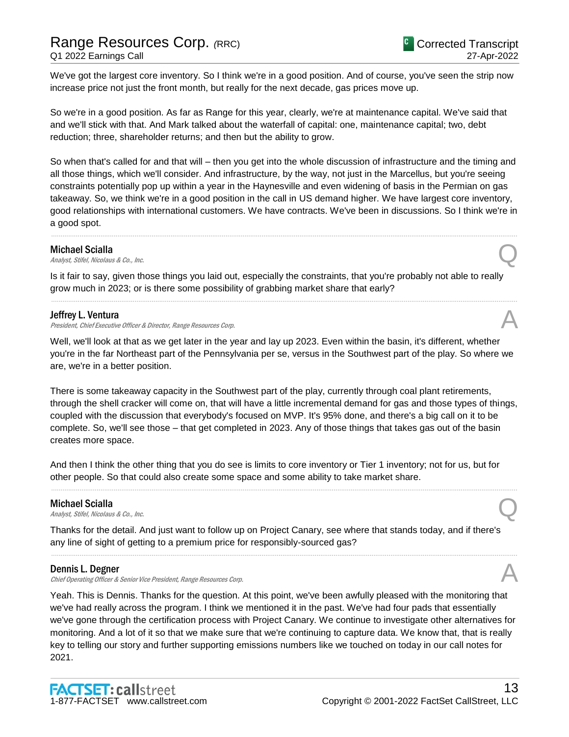We've got the largest core inventory. So I think we're in a good position. And of course, you've seen the strip now increase price not just the front month, but really for the next decade, gas prices move up.

So we're in a good position. As far as Range for this year, clearly, we're at maintenance capital. We've said that and we'll stick with that. And Mark talked about the waterfall of capital: one, maintenance capital; two, debt reduction; three, shareholder returns; and then but the ability to grow.

So when that's called for and that will – then you get into the whole discussion of infrastructure and the timing and all those things, which we'll consider. And infrastructure, by the way, not just in the Marcellus, but you're seeing constraints potentially pop up within a year in the Haynesville and even widening of basis in the Permian on gas takeaway. So, we think we're in a good position in the call in US demand higher. We have largest core inventory, good relationships with international customers. We have contracts. We've been in discussions. So I think we're in a good spot.

---

**Michael Scialla**
*Analyst, Stifel, Nicolaus & Co., Inc.* **Q**

Is it fair to say, given those things you laid out, especially the constraints, that you're probably not able to really grow much in 2023; or is there some possibility of grabbing market share that early?

---

**Jeffrey L. Ventura**
*President, Chief Executive Officer & Director, Range Resources Corp.* **A**

Well, we'll look at that as we get later in the year and lay up 2023. Even within the basin, it's different, whether you're in the far Northeast part of the Pennsylvania per se, versus in the Southwest part of the play. So where we are, we're in a better position.

There is some takeaway capacity in the Southwest part of the play, currently through coal plant retirements, through the shell cracker will come on, that will have a little incremental demand for gas and those types of things, coupled with the discussion that everybody's focused on MVP. It's 95% done, and there's a big call on it to be complete. So, we'll see those – that get completed in 2023. Any of those things that takes gas out of the basin creates more space.

And then I think the other thing that you do see is limits to core inventory or Tier 1 inventory; not for us, but for other people. So that could also create some space and some ability to take market share.

---

**Michael Scialla**
*Analyst, Stifel, Nicolaus & Co., Inc.* **Q**

Thanks for the detail. And just want to follow up on Project Canary, see where that stands today, and if there's any line of sight of getting to a premium price for responsibly-sourced gas?

---

**Dennis L. Degner**
*Chief Operating Officer & Senior Vice President, Range Resources Corp.* **A**

Yeah. This is Dennis. Thanks for the question. At this point, we've been awfully pleased with the monitoring that we've had really across the program. I think we mentioned it in the past. We've had four pads that essentially we've gone through the certification process with Project Canary. We continue to investigate other alternatives for monitoring. And a lot of it so that we make sure that we're continuing to capture data. We know that, that is really key to telling our story and further supporting emissions numbers like we touched on today in our call notes for 2021.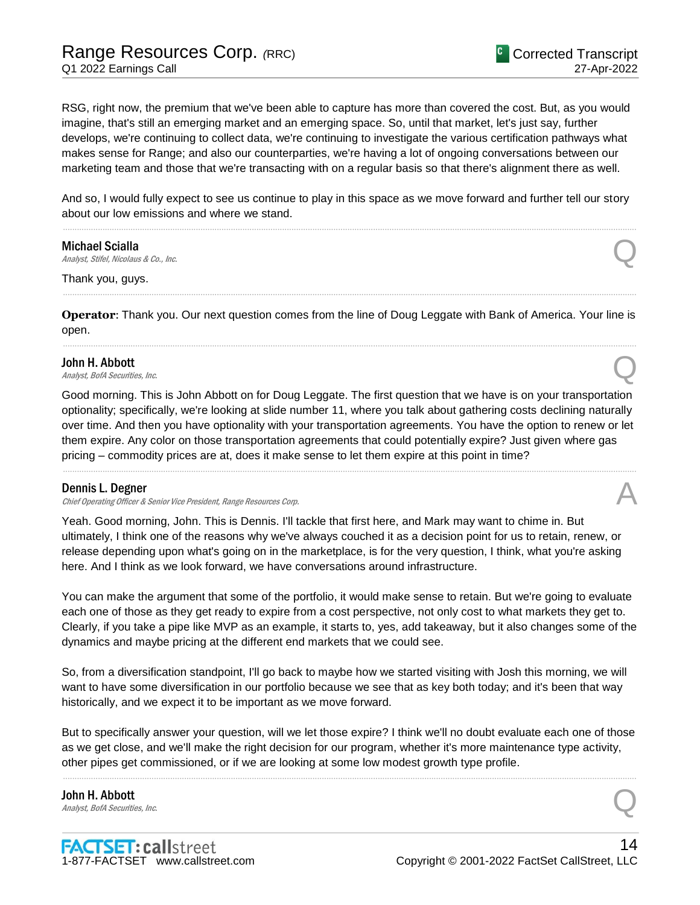RSG, right now, the premium that we've been able to capture has more than covered the cost. But, as you would imagine, that's still an emerging market and an emerging space. So, until that market, let's just say, further develops, we're continuing to collect data, we're continuing to investigate the various certification pathways what makes sense for Range; and also our counterparties, we're having a lot of ongoing conversations between our marketing team and those that we're transacting with on a regular basis so that there's alignment there as well.

And so, I would fully expect to see us continue to play in this space as we move forward and further tell our story about our low emissions and where we stand.

---

**Michael Scialla**
*Analyst, Stifel, Nicolaus & Co., Inc.* **Q**

Thank you, guys.

---

**Operator**: Thank you. Our next question comes from the line of Doug Leggate with Bank of America. Your line is open.

---

**John H. Abbott**
*Analyst, BofA Securities, Inc.* **Q**

Good morning. This is John Abbott on for Doug Leggate. The first question that we have is on your transportation optionality; specifically, we're looking at slide number 11, where you talk about gathering costs declining naturally over time. And then you have optionality with your transportation agreements. You have the option to renew or let them expire. Any color on those transportation agreements that could potentially expire? Just given where gas pricing – commodity prices are at, does it make sense to let them expire at this point in time?

---

**Dennis L. Degner**
*Chief Operating Officer & Senior Vice President, Range Resources Corp.* **A**

Yeah. Good morning, John. This is Dennis. I'll tackle that first here, and Mark may want to chime in. But ultimately, I think one of the reasons why we've always couched it as a decision point for us to retain, renew, or release depending upon what's going on in the marketplace, is for the very question, I think, what you're asking here. And I think as we look forward, we have conversations around infrastructure.

You can make the argument that some of the portfolio, it would make sense to retain. But we're going to evaluate each one of those as they get ready to expire from a cost perspective, not only cost to what markets they get to. Clearly, if you take a pipe like MVP as an example, it starts to, yes, add takeaway, but it also changes some of the dynamics and maybe pricing at the different end markets that we could see.

So, from a diversification standpoint, I'll go back to maybe how we started visiting with Josh this morning, we will want to have some diversification in our portfolio because we see that as key both today; and it's been that way historically, and we expect it to be important as we move forward.

But to specifically answer your question, will we let those expire? I think we'll no doubt evaluate each one of those as we get close, and we'll make the right decision for our program, whether it's more maintenance type activity, other pipes get commissioned, or if we are looking at some low modest growth type profile.

---

**John H. Abbott**
*Analyst, BofA Securities, Inc.* **Q**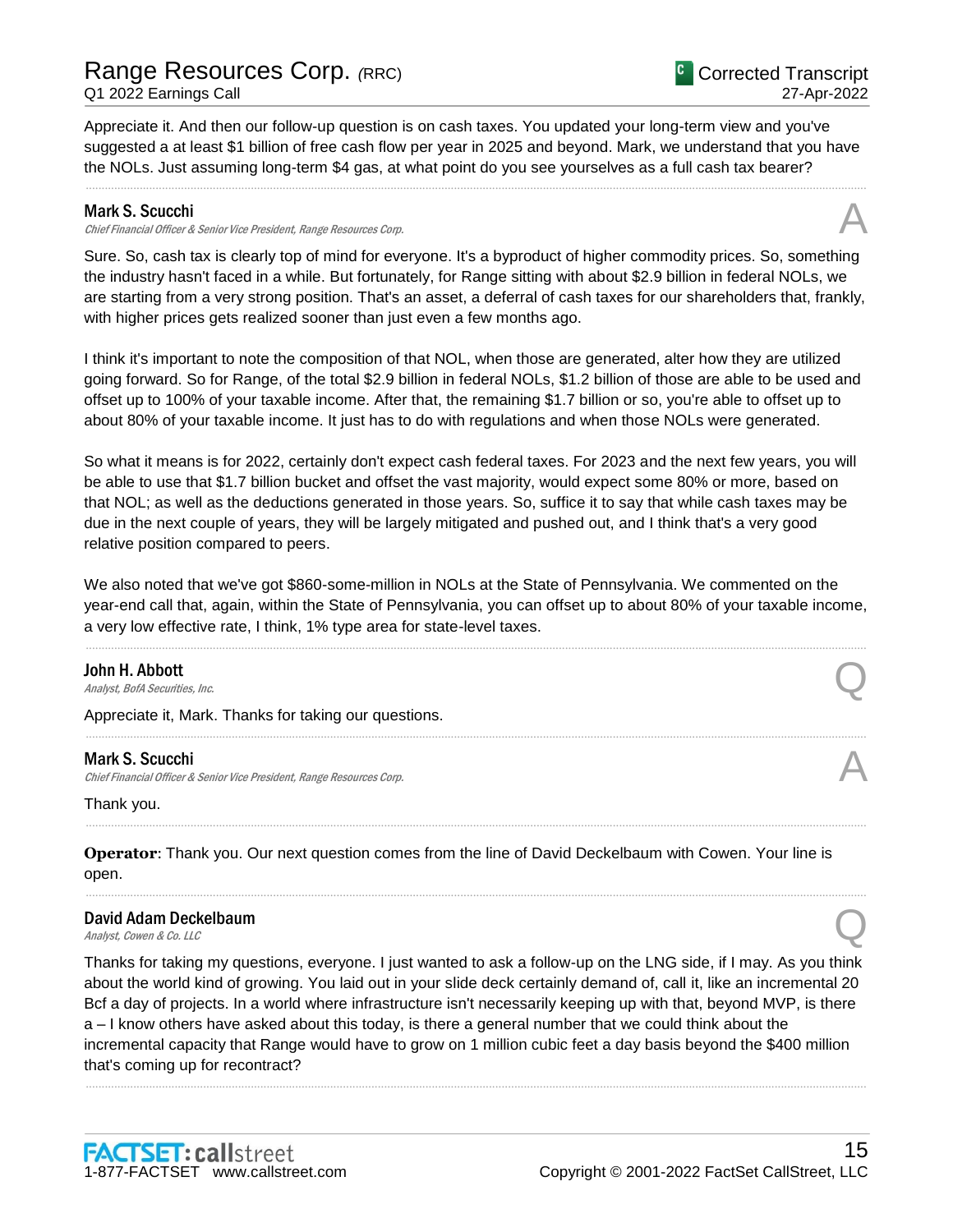Appreciate it. And then our follow-up question is on cash taxes. You updated your long-term view and you've suggested a at least $1 billion of free cash flow per year in 2025 and beyond. Mark, we understand that you have the NOLs. Just assuming long-term $4 gas, at what point do you see yourselves as a full cash tax bearer?

---

**Mark S. Scucchi**
*Chief Financial Officer & Senior Vice President, Range Resources Corp.* — **A**

Sure. So, cash tax is clearly top of mind for everyone. It's a byproduct of higher commodity prices. So, something the industry hasn't faced in a while. But fortunately, for Range sitting with about $2.9 billion in federal NOLs, we are starting from a very strong position. That's an asset, a deferral of cash taxes for our shareholders that, frankly, with higher prices gets realized sooner than just even a few months ago.

I think it's important to note the composition of that NOL, when those are generated, alter how they are utilized going forward. So for Range, of the total $2.9 billion in federal NOLs, $1.2 billion of those are able to be used and offset up to 100% of your taxable income. After that, the remaining $1.7 billion or so, you're able to offset up to about 80% of your taxable income. It just has to do with regulations and when those NOLs were generated.

So what it means is for 2022, certainly don't expect cash federal taxes. For 2023 and the next few years, you will be able to use that $1.7 billion bucket and offset the vast majority, would expect some 80% or more, based on that NOL; as well as the deductions generated in those years. So, suffice it to say that while cash taxes may be due in the next couple of years, they will be largely mitigated and pushed out, and I think that's a very good relative position compared to peers.

We also noted that we've got $860-some-million in NOLs at the State of Pennsylvania. We commented on the year-end call that, again, within the State of Pennsylvania, you can offset up to about 80% of your taxable income, a very low effective rate, I think, 1% type area for state-level taxes.

---

**John H. Abbott**
*Analyst, BofA Securities, Inc.* — **Q**

Appreciate it, Mark. Thanks for taking our questions.

---

**Mark S. Scucchi**
*Chief Financial Officer & Senior Vice President, Range Resources Corp.* — **A**

Thank you.

---

**Operator**: Thank you. Our next question comes from the line of David Deckelbaum with Cowen. Your line is open.

---

**David Adam Deckelbaum**
*Analyst, Cowen & Co. LLC* — **Q**

Thanks for taking my questions, everyone. I just wanted to ask a follow-up on the LNG side, if I may. As you think about the world kind of growing. You laid out in your slide deck certainly demand of, call it, like an incremental 20 Bcf a day of projects. In a world where infrastructure isn't necessarily keeping up with that, beyond MVP, is there a – I know others have asked about this today, is there a general number that we could think about the incremental capacity that Range would have to grow on 1 million cubic feet a day basis beyond the $400 million that's coming up for recontract?

---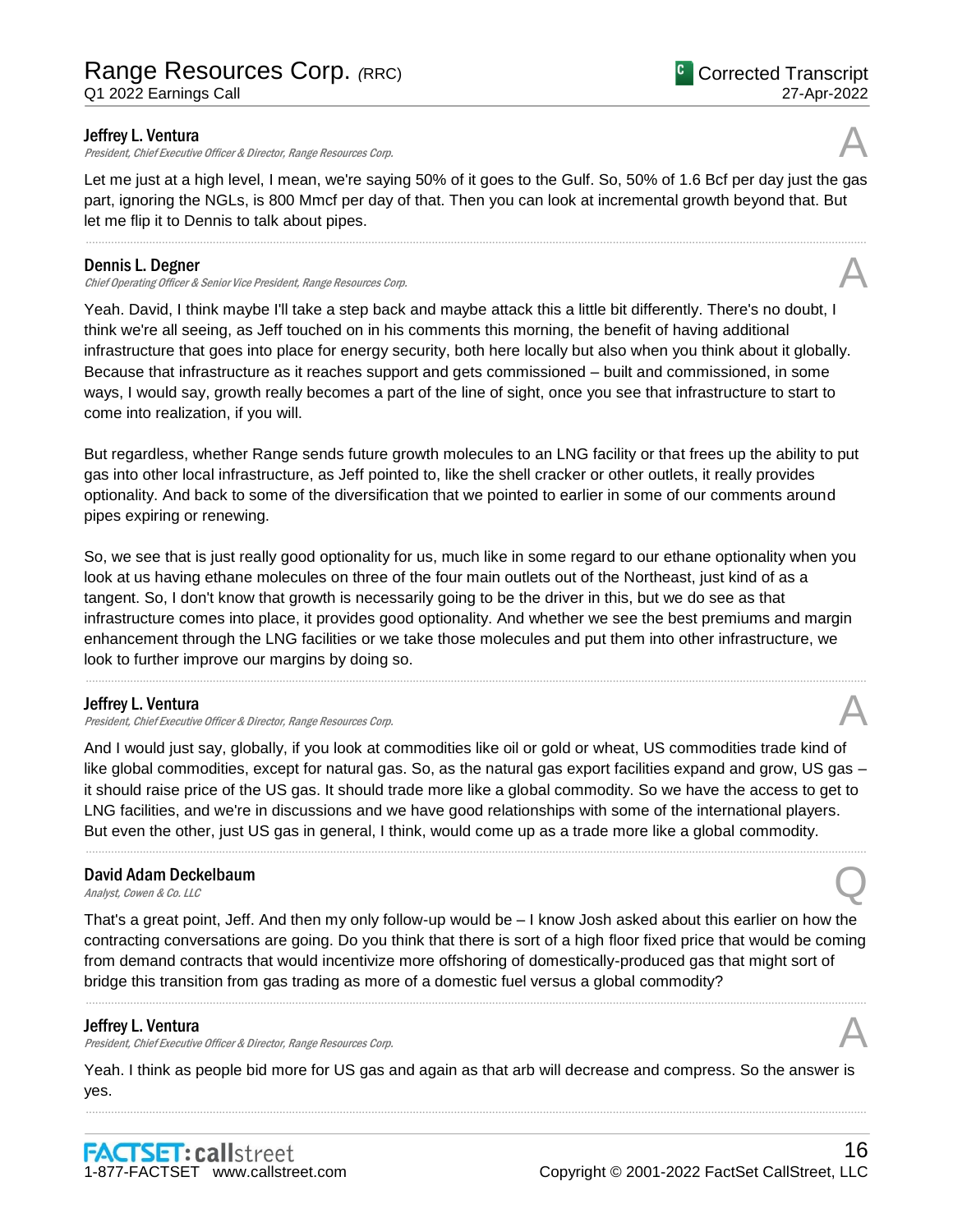**Jeffrey L. Ventura**
*President, Chief Executive Officer & Director, Range Resources Corp.*

A

Let me just at a high level, I mean, we're saying 50% of it goes to the Gulf. So, 50% of 1.6 Bcf per day just the gas part, ignoring the NGLs, is 800 Mmcf per day of that. Then you can look at incremental growth beyond that. But let me flip it to Dennis to talk about pipes.

---

**Dennis L. Degner**
*Chief Operating Officer & Senior Vice President, Range Resources Corp.*

A

Yeah. David, I think maybe I'll take a step back and maybe attack this a little bit differently. There's no doubt, I think we're all seeing, as Jeff touched on in his comments this morning, the benefit of having additional infrastructure that goes into place for energy security, both here locally but also when you think about it globally. Because that infrastructure as it reaches support and gets commissioned – built and commissioned, in some ways, I would say, growth really becomes a part of the line of sight, once you see that infrastructure to start to come into realization, if you will.

But regardless, whether Range sends future growth molecules to an LNG facility or that frees up the ability to put gas into other local infrastructure, as Jeff pointed to, like the shell cracker or other outlets, it really provides optionality. And back to some of the diversification that we pointed to earlier in some of our comments around pipes expiring or renewing.

So, we see that is just really good optionality for us, much like in some regard to our ethane optionality when you look at us having ethane molecules on three of the four main outlets out of the Northeast, just kind of as a tangent. So, I don't know that growth is necessarily going to be the driver in this, but we do see as that infrastructure comes into place, it provides good optionality. And whether we see the best premiums and margin enhancement through the LNG facilities or we take those molecules and put them into other infrastructure, we look to further improve our margins by doing so.

---

**Jeffrey L. Ventura**
*President, Chief Executive Officer & Director, Range Resources Corp.*

A

And I would just say, globally, if you look at commodities like oil or gold or wheat, US commodities trade kind of like global commodities, except for natural gas. So, as the natural gas export facilities expand and grow, US gas – it should raise price of the US gas. It should trade more like a global commodity. So we have the access to get to LNG facilities, and we're in discussions and we have good relationships with some of the international players. But even the other, just US gas in general, I think, would come up as a trade more like a global commodity.

---

**David Adam Deckelbaum**
*Analyst, Cowen & Co. LLC*

Q

That's a great point, Jeff. And then my only follow-up would be – I know Josh asked about this earlier on how the contracting conversations are going. Do you think that there is sort of a high floor fixed price that would be coming from demand contracts that would incentivize more offshoring of domestically-produced gas that might sort of bridge this transition from gas trading as more of a domestic fuel versus a global commodity?

---

**Jeffrey L. Ventura**
*President, Chief Executive Officer & Director, Range Resources Corp.*

A

Yeah. I think as people bid more for US gas and again as that arb will decrease and compress. So the answer is yes.

---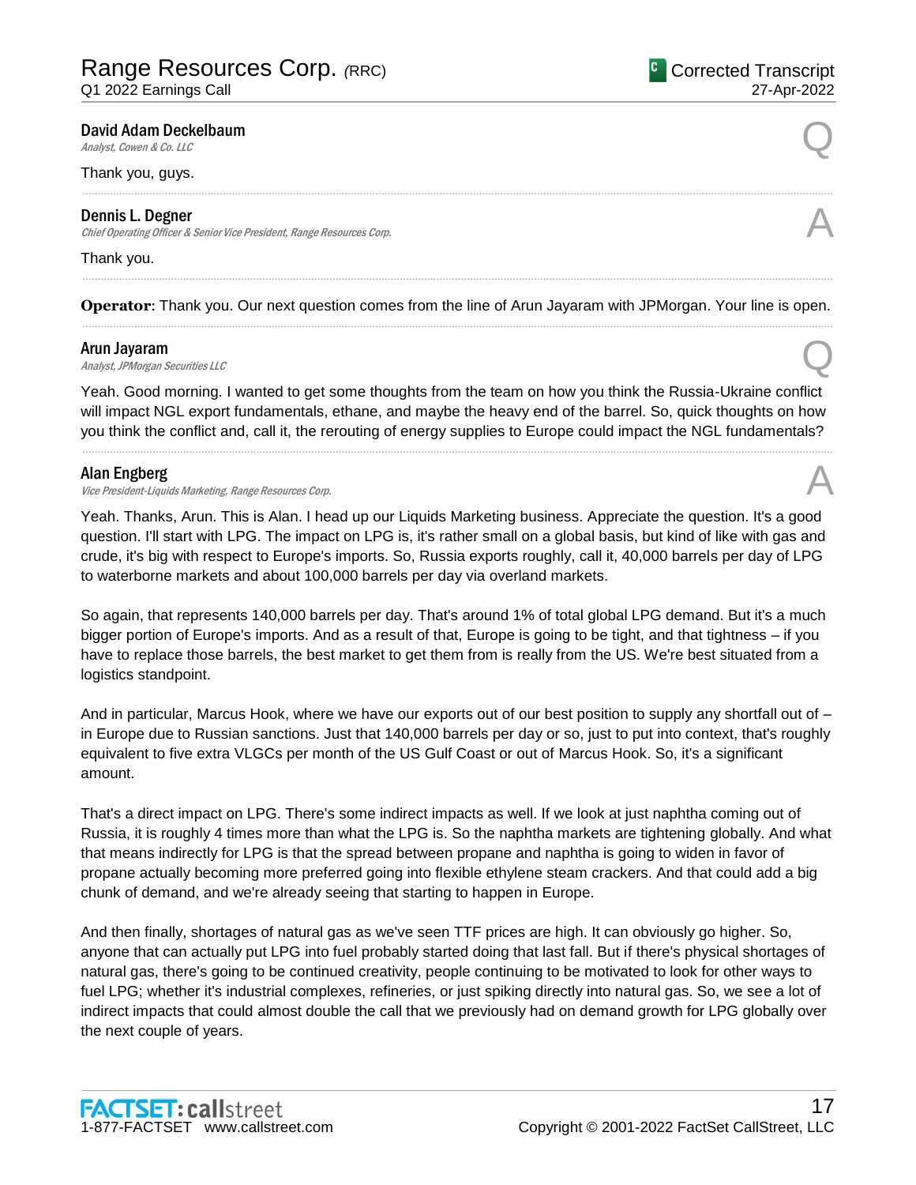**David Adam Deckelbaum**
*Analyst, Cowen & Co. LLC*

Q

Thank you, guys.

---

**Dennis L. Degner**
*Chief Operating Officer & Senior Vice President, Range Resources Corp.*

A

Thank you.

---

**Operator**: Thank you. Our next question comes from the line of Arun Jayaram with JPMorgan. Your line is open.

---

**Arun Jayaram**
*Analyst, JPMorgan Securities LLC*

Q

Yeah. Good morning. I wanted to get some thoughts from the team on how you think the Russia-Ukraine conflict will impact NGL export fundamentals, ethane, and maybe the heavy end of the barrel. So, quick thoughts on how you think the conflict and, call it, the rerouting of energy supplies to Europe could impact the NGL fundamentals?

---

**Alan Engberg**
*Vice President-Liquids Marketing, Range Resources Corp.*

A

Yeah. Thanks, Arun. This is Alan. I head up our Liquids Marketing business. Appreciate the question. It's a good question. I'll start with LPG. The impact on LPG is, it's rather small on a global basis, but kind of like with gas and crude, it's big with respect to Europe's imports. So, Russia exports roughly, call it, 40,000 barrels per day of LPG to waterborne markets and about 100,000 barrels per day via overland markets.

So again, that represents 140,000 barrels per day. That's around 1% of total global LPG demand. But it's a much bigger portion of Europe's imports. And as a result of that, Europe is going to be tight, and that tightness – if you have to replace those barrels, the best market to get them from is really from the US. We're best situated from a logistics standpoint.

And in particular, Marcus Hook, where we have our exports out of our best position to supply any shortfall out of – in Europe due to Russian sanctions. Just that 140,000 barrels per day or so, just to put into context, that's roughly equivalent to five extra VLGCs per month of the US Gulf Coast or out of Marcus Hook. So, it's a significant amount.

That's a direct impact on LPG. There's some indirect impacts as well. If we look at just naphtha coming out of Russia, it is roughly 4 times more than what the LPG is. So the naphtha markets are tightening globally. And what that means indirectly for LPG is that the spread between propane and naphtha is going to widen in favor of propane actually becoming more preferred going into flexible ethylene steam crackers. And that could add a big chunk of demand, and we're already seeing that starting to happen in Europe.

And then finally, shortages of natural gas as we've seen TTF prices are high. It can obviously go higher. So, anyone that can actually put LPG into fuel probably started doing that last fall. But if there's physical shortages of natural gas, there's going to be continued creativity, people continuing to be motivated to look for other ways to fuel LPG; whether it's industrial complexes, refineries, or just spiking directly into natural gas. So, we see a lot of indirect impacts that could almost double the call that we previously had on demand growth for LPG globally over the next couple of years.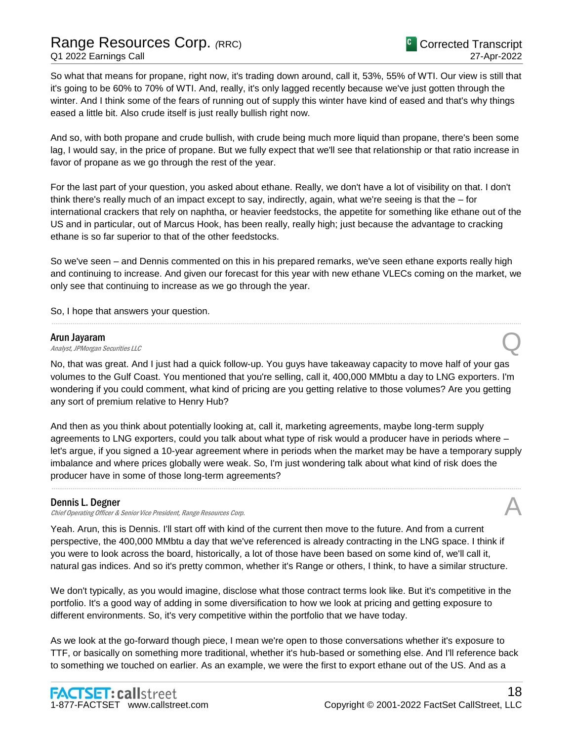So what that means for propane, right now, it's trading down around, call it, 53%, 55% of WTI. Our view is still that it's going to be 60% to 70% of WTI. And, really, it's only lagged recently because we've just gotten through the winter. And I think some of the fears of running out of supply this winter have kind of eased and that's why things eased a little bit. Also crude itself is just really bullish right now.

And so, with both propane and crude bullish, with crude being much more liquid than propane, there's been some lag, I would say, in the price of propane. But we fully expect that we'll see that relationship or that ratio increase in favor of propane as we go through the rest of the year.

For the last part of your question, you asked about ethane. Really, we don't have a lot of visibility on that. I don't think there's really much of an impact except to say, indirectly, again, what we're seeing is that the – for international crackers that rely on naphtha, or heavier feedstocks, the appetite for something like ethane out of the US and in particular, out of Marcus Hook, has been really, really high; just because the advantage to cracking ethane is so far superior to that of the other feedstocks.

So we've seen – and Dennis commented on this in his prepared remarks, we've seen ethane exports really high and continuing to increase. And given our forecast for this year with new ethane VLECs coming on the market, we only see that continuing to increase as we go through the year.

So, I hope that answers your question.

---

**Arun Jayaram**
*Analyst, JPMorgan Securities LLC* **Q**

No, that was great. And I just had a quick follow-up. You guys have takeaway capacity to move half of your gas volumes to the Gulf Coast. You mentioned that you're selling, call it, 400,000 MMbtu a day to LNG exporters. I'm wondering if you could comment, what kind of pricing are you getting relative to those volumes? Are you getting any sort of premium relative to Henry Hub?

And then as you think about potentially looking at, call it, marketing agreements, maybe long-term supply agreements to LNG exporters, could you talk about what type of risk would a producer have in periods where – let's argue, if you signed a 10-year agreement where in periods when the market may be have a temporary supply imbalance and where prices globally were weak. So, I'm just wondering talk about what kind of risk does the producer have in some of those long-term agreements?

---

**Dennis L. Degner**
*Chief Operating Officer & Senior Vice President, Range Resources Corp.* **A**

Yeah. Arun, this is Dennis. I'll start off with kind of the current then move to the future. And from a current perspective, the 400,000 MMbtu a day that we've referenced is already contracting in the LNG space. I think if you were to look across the board, historically, a lot of those have been based on some kind of, we'll call it, natural gas indices. And so it's pretty common, whether it's Range or others, I think, to have a similar structure.

We don't typically, as you would imagine, disclose what those contract terms look like. But it's competitive in the portfolio. It's a good way of adding in some diversification to how we look at pricing and getting exposure to different environments. So, it's very competitive within the portfolio that we have today.

As we look at the go-forward though piece, I mean we're open to those conversations whether it's exposure to TTF, or basically on something more traditional, whether it's hub-based or something else. And I'll reference back to something we touched on earlier. As an example, we were the first to export ethane out of the US. And as a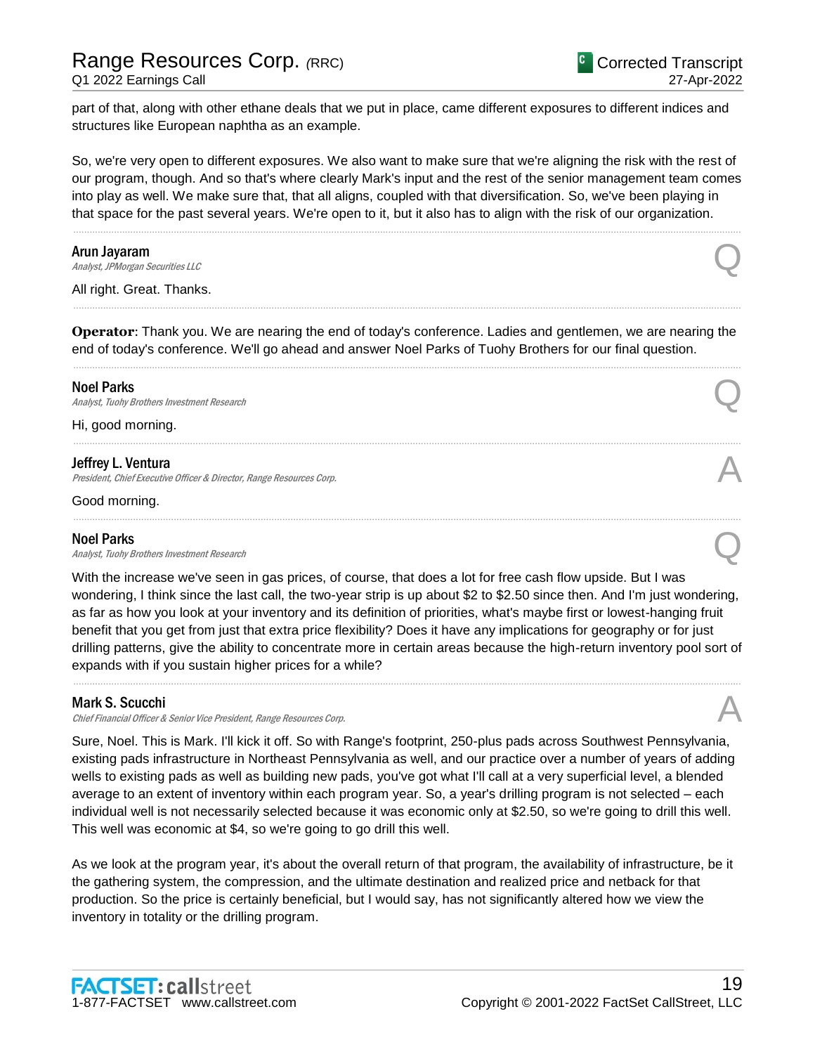part of that, along with other ethane deals that we put in place, came different exposures to different indices and structures like European naphtha as an example.

So, we're very open to different exposures. We also want to make sure that we're aligning the risk with the rest of our program, though. And so that's where clearly Mark's input and the rest of the senior management team comes into play as well. We make sure that, that all aligns, coupled with that diversification. So, we've been playing in that space for the past several years. We're open to it, but it also has to align with the risk of our organization.

---

**Arun Jayaram**
*Analyst, JPMorgan Securities LLC* — Q

All right. Great. Thanks.

---

**Operator**: Thank you. We are nearing the end of today's conference. Ladies and gentlemen, we are nearing the end of today's conference. We'll go ahead and answer Noel Parks of Tuohy Brothers for our final question.

---

**Noel Parks**
*Analyst, Tuohy Brothers Investment Research* — Q

Hi, good morning.

---

**Jeffrey L. Ventura**
*President, Chief Executive Officer & Director, Range Resources Corp.* — A

Good morning.

---

**Noel Parks**
*Analyst, Tuohy Brothers Investment Research* — Q

With the increase we've seen in gas prices, of course, that does a lot for free cash flow upside. But I was wondering, I think since the last call, the two-year strip is up about $2 to $2.50 since then. And I'm just wondering, as far as how you look at your inventory and its definition of priorities, what's maybe first or lowest-hanging fruit benefit that you get from just that extra price flexibility? Does it have any implications for geography or for just drilling patterns, give the ability to concentrate more in certain areas because the high-return inventory pool sort of expands with if you sustain higher prices for a while?

---

**Mark S. Scucchi**
*Chief Financial Officer & Senior Vice President, Range Resources Corp.* — A

Sure, Noel. This is Mark. I'll kick it off. So with Range's footprint, 250-plus pads across Southwest Pennsylvania, existing pads infrastructure in Northeast Pennsylvania as well, and our practice over a number of years of adding wells to existing pads as well as building new pads, you've got what I'll call at a very superficial level, a blended average to an extent of inventory within each program year. So, a year's drilling program is not selected – each individual well is not necessarily selected because it was economic only at $2.50, so we're going to drill this well. This well was economic at $4, so we're going to go drill this well.

As we look at the program year, it's about the overall return of that program, the availability of infrastructure, be it the gathering system, the compression, and the ultimate destination and realized price and netback for that production. So the price is certainly beneficial, but I would say, has not significantly altered how we view the inventory in totality or the drilling program.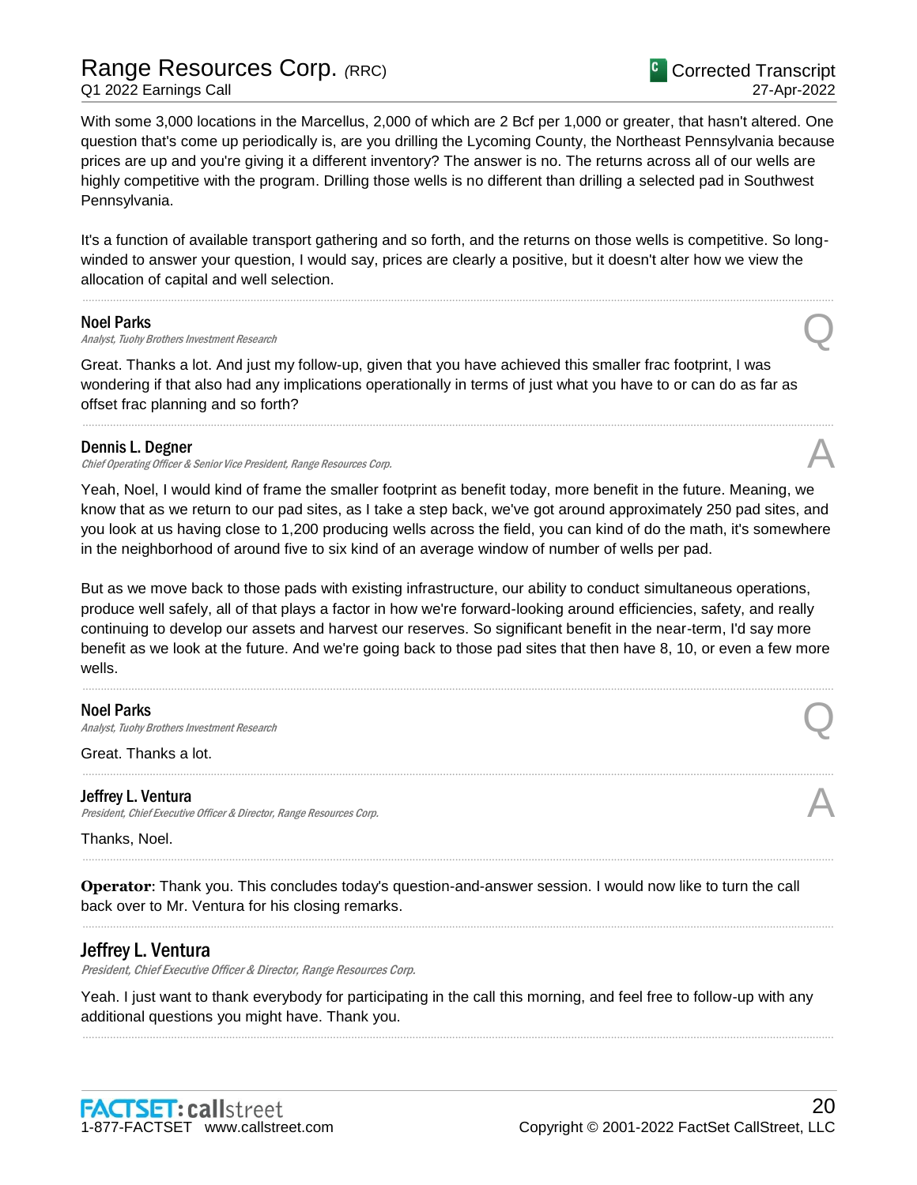With some 3,000 locations in the Marcellus, 2,000 of which are 2 Bcf per 1,000 or greater, that hasn't altered. One question that's come up periodically is, are you drilling the Lycoming County, the Northeast Pennsylvania because prices are up and you're giving it a different inventory? The answer is no. The returns across all of our wells are highly competitive with the program. Drilling those wells is no different than drilling a selected pad in Southwest Pennsylvania.

It's a function of available transport gathering and so forth, and the returns on those wells is competitive. So long-winded to answer your question, I would say, prices are clearly a positive, but it doesn't alter how we view the allocation of capital and well selection.

---

**Noel Parks**
*Analyst, Tuohy Brothers Investment Research* Q

Great. Thanks a lot. And just my follow-up, given that you have achieved this smaller frac footprint, I was wondering if that also had any implications operationally in terms of just what you have to or can do as far as offset frac planning and so forth?

---

**Dennis L. Degner**
*Chief Operating Officer & Senior Vice President, Range Resources Corp.* A

Yeah, Noel, I would kind of frame the smaller footprint as benefit today, more benefit in the future. Meaning, we know that as we return to our pad sites, as I take a step back, we've got around approximately 250 pad sites, and you look at us having close to 1,200 producing wells across the field, you can kind of do the math, it's somewhere in the neighborhood of around five to six kind of an average window of number of wells per pad.

But as we move back to those pads with existing infrastructure, our ability to conduct simultaneous operations, produce well safely, all of that plays a factor in how we're forward-looking around efficiencies, safety, and really continuing to develop our assets and harvest our reserves. So significant benefit in the near-term, I'd say more benefit as we look at the future. And we're going back to those pad sites that then have 8, 10, or even a few more wells.

---

**Noel Parks**
*Analyst, Tuohy Brothers Investment Research* Q

Great. Thanks a lot.

---

**Jeffrey L. Ventura**
*President, Chief Executive Officer & Director, Range Resources Corp.* A

Thanks, Noel.

---

**Operator**: Thank you. This concludes today's question-and-answer session. I would now like to turn the call back over to Mr. Ventura for his closing remarks.

---

## Jeffrey L. Ventura
*President, Chief Executive Officer & Director, Range Resources Corp.*

Yeah. I just want to thank everybody for participating in the call this morning, and feel free to follow-up with any additional questions you might have. Thank you.

---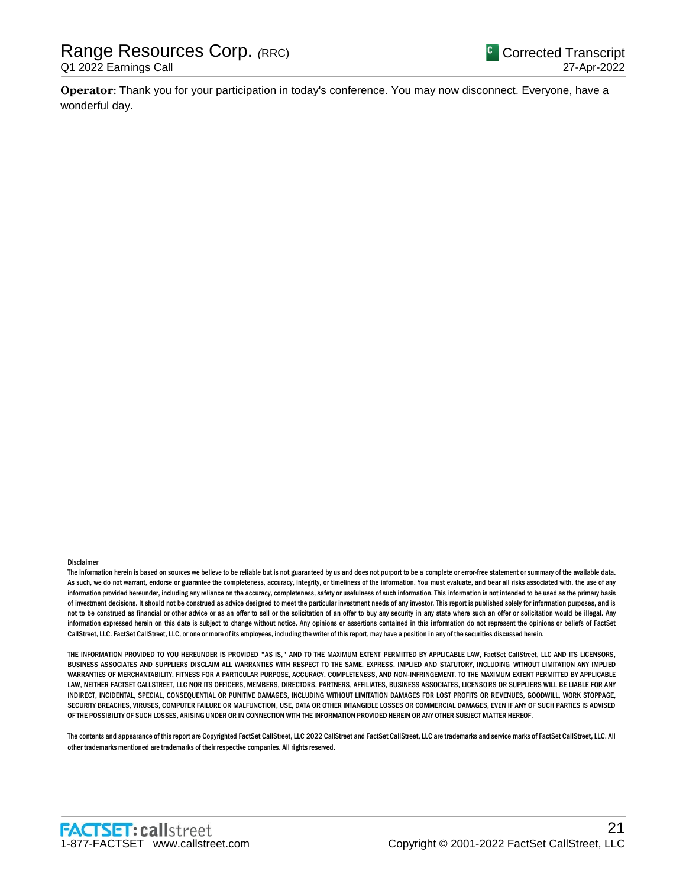**Operator**: Thank you for your participation in today's conference. You may now disconnect. Everyone, have a wonderful day.

Disclaimer

The information herein is based on sources we believe to be reliable but is not guaranteed by us and does not purport to be a complete or error-free statement or summary of the available data. As such, we do not warrant, endorse or guarantee the completeness, accuracy, integrity, or timeliness of the information. You must evaluate, and bear all risks associated with, the use of any information provided hereunder, including any reliance on the accuracy, completeness, safety or usefulness of such information. This information is not intended to be used as the primary basis of investment decisions. It should not be construed as advice designed to meet the particular investment needs of any investor. This report is published solely for information purposes, and is not to be construed as financial or other advice or as an offer to sell or the solicitation of an offer to buy any security in any state where such an offer or solicitation would be illegal. Any information expressed herein on this date is subject to change without notice. Any opinions or assertions contained in this information do not represent the opinions or beliefs of FactSet CallStreet, LLC. FactSet CallStreet, LLC, or one or more of its employees, including the writer of this report, may have a position in any of the securities discussed herein.

THE INFORMATION PROVIDED TO YOU HEREUNDER IS PROVIDED "AS IS," AND TO THE MAXIMUM EXTENT PERMITTED BY APPLICABLE LAW, FactSet CallStreet, LLC AND ITS LICENSORS, BUSINESS ASSOCIATES AND SUPPLIERS DISCLAIM ALL WARRANTIES WITH RESPECT TO THE SAME, EXPRESS, IMPLIED AND STATUTORY, INCLUDING WITHOUT LIMITATION ANY IMPLIED WARRANTIES OF MERCHANTABILITY, FITNESS FOR A PARTICULAR PURPOSE, ACCURACY, COMPLETENESS, AND NON-INFRINGEMENT. TO THE MAXIMUM EXTENT PERMITTED BY APPLICABLE LAW, NEITHER FACTSET CALLSTREET, LLC NOR ITS OFFICERS, MEMBERS, DIRECTORS, PARTNERS, AFFILIATES, BUSINESS ASSOCIATES, LICENSORS OR SUPPLIERS WILL BE LIABLE FOR ANY INDIRECT, INCIDENTAL, SPECIAL, CONSEQUENTIAL OR PUNITIVE DAMAGES, INCLUDING WITHOUT LIMITATION DAMAGES FOR LOST PROFITS OR REVENUES, GOODWILL, WORK STOPPAGE, SECURITY BREACHES, VIRUSES, COMPUTER FAILURE OR MALFUNCTION, USE, DATA OR OTHER INTANGIBLE LOSSES OR COMMERCIAL DAMAGES, EVEN IF ANY OF SUCH PARTIES IS ADVISED OF THE POSSIBILITY OF SUCH LOSSES, ARISING UNDER OR IN CONNECTION WITH THE INFORMATION PROVIDED HEREIN OR ANY OTHER SUBJECT MATTER HEREOF.

The contents and appearance of this report are Copyrighted FactSet CallStreet, LLC 2022 CallStreet and FactSet CallStreet, LLC are trademarks and service marks of FactSet CallStreet, LLC. All other trademarks mentioned are trademarks of their respective companies. All rights reserved.